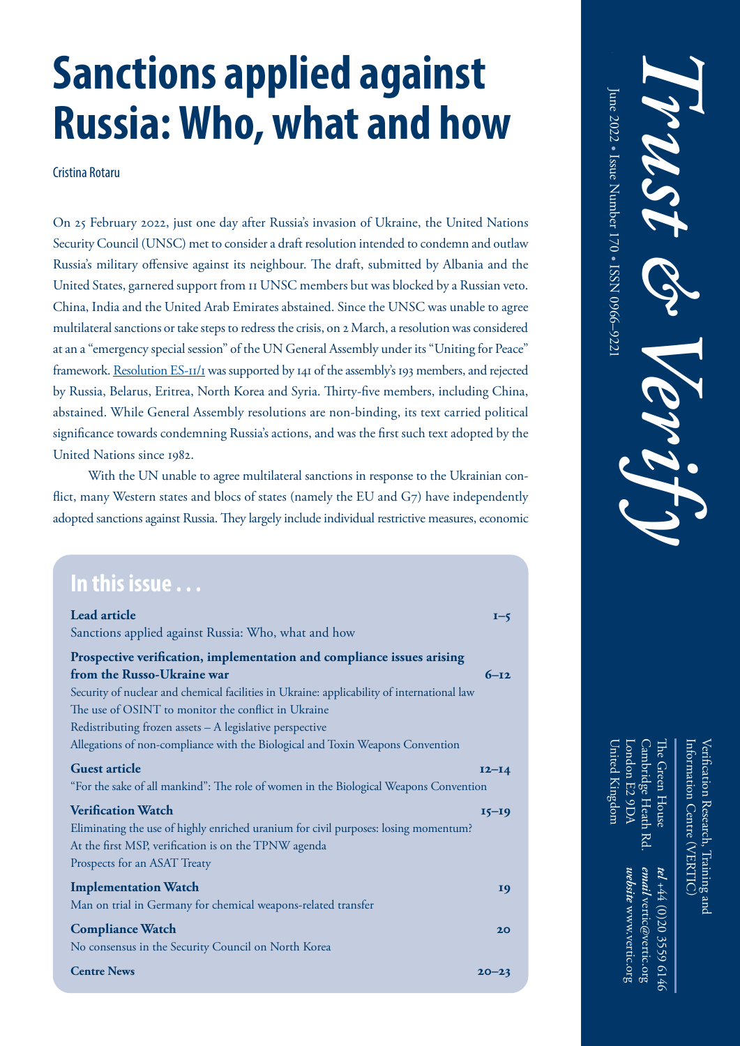# Sanctions applied against Russia: Who, what and how

Cristina Rotaru

On 25 February 2022, just one day after Russia's invasion of Ukraine, the United Nations Security Council (UNSC) met to consider a draft resolution intended to condemn and outlaw Russia's military offensive against its neighbour. The draft, submitted by Albania and the United States, garnered support from 11 UNSC members but was blocked by a Russian veto. China, India and the United Arab Emirates abstained. Since the UNSC was unable to agree multilateral sanctions or take steps to redress the crisis, on 2 March, a resolution was considered at an "emergency special session" of the UN General Assembly under its "Uniting for Peace" framework. Resolution ES-11/1 was supported by 141 of the assembly's 193 members, and rejected by Russia, Belarus, Eritrea, North Korea and Syria. Thirty-five members, including China, abstained. While General Assembly resolutions are non-binding, its text carried political significance towards condemning Russia's actions, and was the first such text adopted by the United Nations since 1982.

With the UN unable to agree multilateral sanctions in response to the Ukrainian conflict, many Western states and blocs of states (namely the EU and G7) have independently adopted sanctions against Russia. They largely include individual restrictive measures, economic

## In this issue . . .

**Lead article** 1–5
Sanctions applied against Russia: Who, what and how

**Prospective verification, implementation and compliance issues arising from the Russo-Ukraine war** 6–12
Security of nuclear and chemical facilities in Ukraine: applicability of international law
The use of OSINT to monitor the conflict in Ukraine
Redistributing frozen assets – A legislative perspective
Allegations of non-compliance with the Biological and Toxin Weapons Convention

**Guest article** 12–14
"For the sake of all mankind": The role of women in the Biological Weapons Convention

**Verification Watch** 15–19
Eliminating the use of highly enriched uranium for civil purposes: losing momentum?
At the first MSP, verification is on the TPNW agenda
Prospects for an ASAT Treaty

**Implementation Watch** 19
Man on trial in Germany for chemical weapons-related transfer

**Compliance Watch** 20
No consensus in the Security Council on North Korea

**Centre News** 20–23

*Trust & Verify*

June 2022 • Issue Number 170 • ISSN 0966–9221

Verification Research, Training and Information Centre (VERTIC)

The Green House
Cambridge Heath Rd.
London E2 9DA
United Kingdom

***tel*** +44 (0)20 3559 6146
***email*** vertic@vertic.org
***website*** www.vertic.org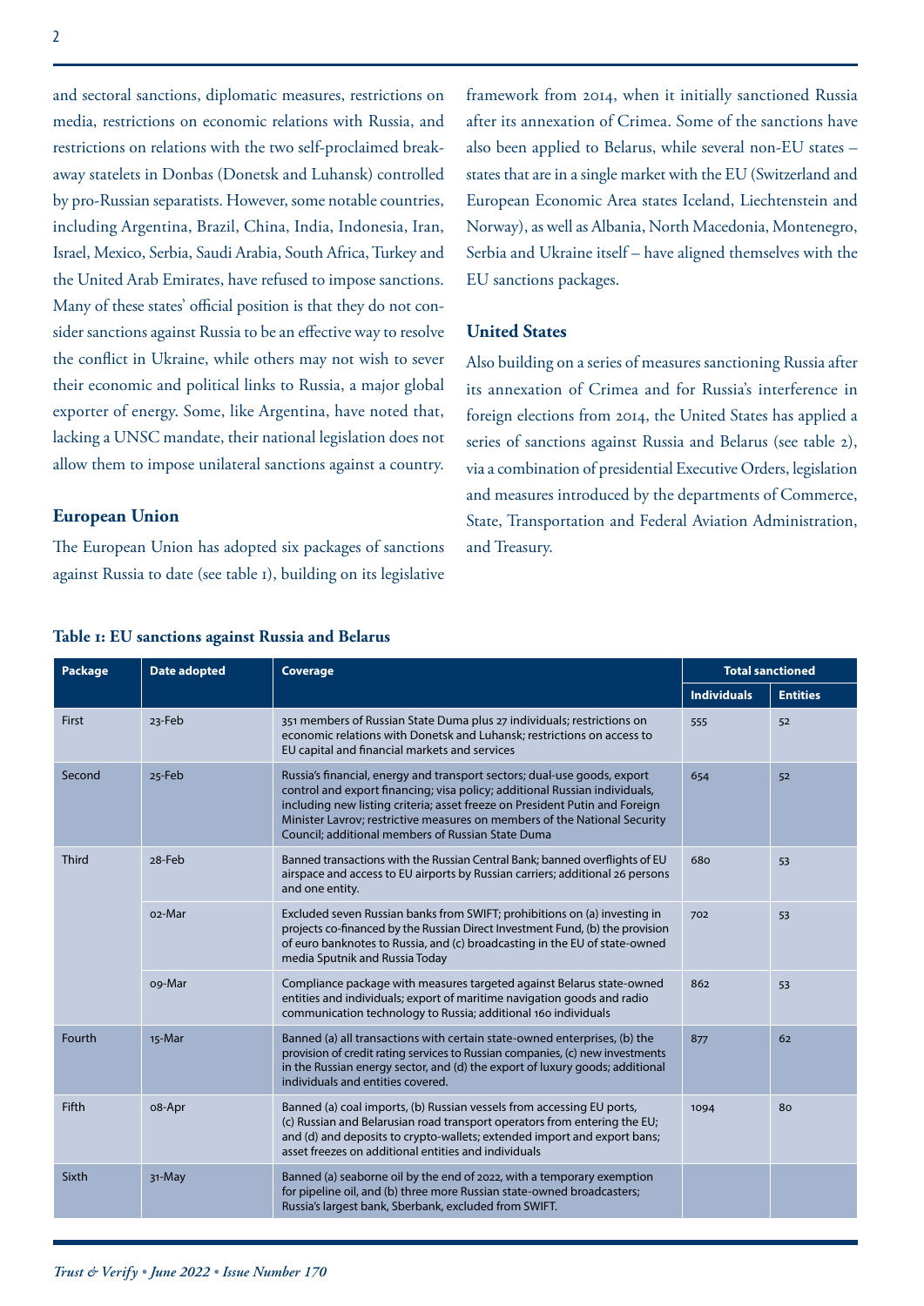and sectoral sanctions, diplomatic measures, restrictions on media, restrictions on economic relations with Russia, and restrictions on relations with the two self-proclaimed breakaway statelets in Donbas (Donetsk and Luhansk) controlled by pro-Russian separatists. However, some notable countries, including Argentina, Brazil, China, India, Indonesia, Iran, Israel, Mexico, Serbia, Saudi Arabia, South Africa, Turkey and the United Arab Emirates, have refused to impose sanctions. Many of these states' official position is that they do not consider sanctions against Russia to be an effective way to resolve the conflict in Ukraine, while others may not wish to sever their economic and political links to Russia, a major global exporter of energy. Some, like Argentina, have noted that, lacking a UNSC mandate, their national legislation does not allow them to impose unilateral sanctions against a country.

### European Union

The European Union has adopted six packages of sanctions against Russia to date (see table 1), building on its legislative framework from 2014, when it initially sanctioned Russia after its annexation of Crimea. Some of the sanctions have also been applied to Belarus, while several non-EU states – states that are in a single market with the EU (Switzerland and European Economic Area states Iceland, Liechtenstein and Norway), as well as Albania, North Macedonia, Montenegro, Serbia and Ukraine itself – have aligned themselves with the EU sanctions packages.

### United States

Also building on a series of measures sanctioning Russia after its annexation of Crimea and for Russia's interference in foreign elections from 2014, the United States has applied a series of sanctions against Russia and Belarus (see table 2), via a combination of presidential Executive Orders, legislation and measures introduced by the departments of Commerce, State, Transportation and Federal Aviation Administration, and Treasury.

**Table 1: EU sanctions against Russia and Belarus**

| Package | Date adopted | Coverage | Total sanctioned | |
|---|---|---|---|---|
| | | | Individuals | Entities |
| First | 23-Feb | 351 members of Russian State Duma plus 27 individuals; restrictions on economic relations with Donetsk and Luhansk; restrictions on access to EU capital and financial markets and services | 555 | 52 |
| Second | 25-Feb | Russia's financial, energy and transport sectors; dual-use goods, export control and export financing; visa policy; additional Russian individuals, including new listing criteria; asset freeze on President Putin and Foreign Minister Lavrov; restrictive measures on members of the National Security Council; additional members of Russian State Duma | 654 | 52 |
| Third | 28-Feb | Banned transactions with the Russian Central Bank; banned overflights of EU airspace and access to EU airports by Russian carriers; additional 26 persons and one entity. | 680 | 53 |
| | 02-Mar | Excluded seven Russian banks from SWIFT; prohibitions on (a) investing in projects co-financed by the Russian Direct Investment Fund, (b) the provision of euro banknotes to Russia, and (c) broadcasting in the EU of state-owned media Sputnik and Russia Today | 702 | 53 |
| | 09-Mar | Compliance package with measures targeted against Belarus state-owned entities and individuals; export of maritime navigation goods and radio communication technology to Russia; additional 160 individuals | 862 | 53 |
| Fourth | 15-Mar | Banned (a) all transactions with certain state-owned enterprises, (b) the provision of credit rating services to Russian companies, (c) new investments in the Russian energy sector, and (d) the export of luxury goods; additional individuals and entities covered. | 877 | 62 |
| Fifth | 08-Apr | Banned (a) coal imports, (b) Russian vessels from accessing EU ports, (c) Russian and Belarusian road transport operators from entering the EU; and (d) deposits to crypto-wallets; extended import and export bans; asset freezes on additional entities and individuals | 1094 | 80 |
| Sixth | 31-May | Banned (a) seaborne oil by the end of 2022, with a temporary exemption for pipeline oil, and (b) three more Russian state-owned broadcasters; Russia's largest bank, Sberbank, excluded from SWIFT. | | |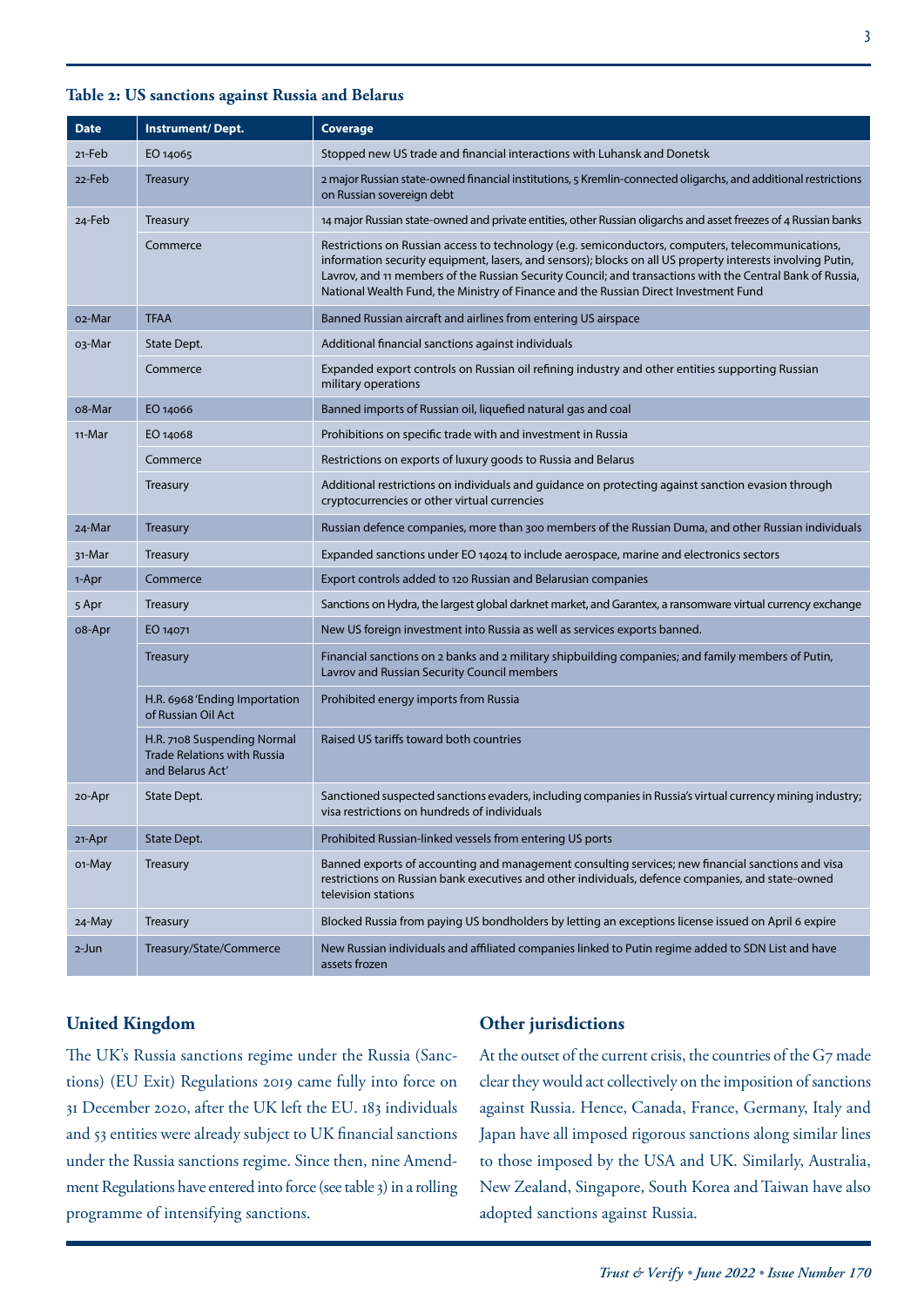**Table 2: US sanctions against Russia and Belarus**

| Date | Instrument/ Dept. | Coverage |
|---|---|---|
| 21-Feb | EO 14065 | Stopped new US trade and financial interactions with Luhansk and Donetsk |
| 22-Feb | Treasury | 2 major Russian state-owned financial institutions, 5 Kremlin-connected oligarchs, and additional restrictions on Russian sovereign debt |
| 24-Feb | Treasury | 14 major Russian state-owned and private entities, other Russian oligarchs and asset freezes of 4 Russian banks |
| | Commerce | Restrictions on Russian access to technology (e.g. semiconductors, computers, telecommunications, information security equipment, lasers, and sensors); blocks on all US property interests involving Putin, Lavrov, and 11 members of the Russian Security Council; and transactions with the Central Bank of Russia, National Wealth Fund, the Ministry of Finance and the Russian Direct Investment Fund |
| 02-Mar | TFAA | Banned Russian aircraft and airlines from entering US airspace |
| 03-Mar | State Dept. | Additional financial sanctions against individuals |
| | Commerce | Expanded export controls on Russian oil refining industry and other entities supporting Russian military operations |
| 08-Mar | EO 14066 | Banned imports of Russian oil, liquefied natural gas and coal |
| 11-Mar | EO 14068 | Prohibitions on specific trade with and investment in Russia |
| | Commerce | Restrictions on exports of luxury goods to Russia and Belarus |
| | Treasury | Additional restrictions on individuals and guidance on protecting against sanction evasion through cryptocurrencies or other virtual currencies |
| 24-Mar | Treasury | Russian defence companies, more than 300 members of the Russian Duma, and other Russian individuals |
| 31-Mar | Treasury | Expanded sanctions under EO 14024 to include aerospace, marine and electronics sectors |
| 1-Apr | Commerce | Export controls added to 120 Russian and Belarusian companies |
| 5 Apr | Treasury | Sanctions on Hydra, the largest global darknet market, and Garantex, a ransomware virtual currency exchange |
| 08-Apr | EO 14071 | New US foreign investment into Russia as well as services exports banned. |
| | Treasury | Financial sanctions on 2 banks and 2 military shipbuilding companies; and family members of Putin, Lavrov and Russian Security Council members |
| | H.R. 6968 'Ending Importation of Russian Oil Act | Prohibited energy imports from Russia |
| | H.R. 7108 Suspending Normal Trade Relations with Russia and Belarus Act' | Raised US tariffs toward both countries |
| 20-Apr | State Dept. | Sanctioned suspected sanctions evaders, including companies in Russia's virtual currency mining industry; visa restrictions on hundreds of individuals |
| 21-Apr | State Dept. | Prohibited Russian-linked vessels from entering US ports |
| 01-May | Treasury | Banned exports of accounting and management consulting services; new financial sanctions and visa restrictions on Russian bank executives and other individuals, defence companies, and state-owned television stations |
| 24-May | Treasury | Blocked Russia from paying US bondholders by letting an exceptions license issued on April 6 expire |
| 2-Jun | Treasury/State/Commerce | New Russian individuals and affiliated companies linked to Putin regime added to SDN List and have assets frozen |

## United Kingdom

The UK's Russia sanctions regime under the Russia (Sanctions) (EU Exit) Regulations 2019 came fully into force on 31 December 2020, after the UK left the EU. 183 individuals and 53 entities were already subject to UK financial sanctions under the Russia sanctions regime. Since then, nine Amendment Regulations have entered into force (see table 3) in a rolling programme of intensifying sanctions.

## Other jurisdictions

At the outset of the current crisis, the countries of the G7 made clear they would act collectively on the imposition of sanctions against Russia. Hence, Canada, France, Germany, Italy and Japan have all imposed rigorous sanctions along similar lines to those imposed by the USA and UK. Similarly, Australia, New Zealand, Singapore, South Korea and Taiwan have also adopted sanctions against Russia.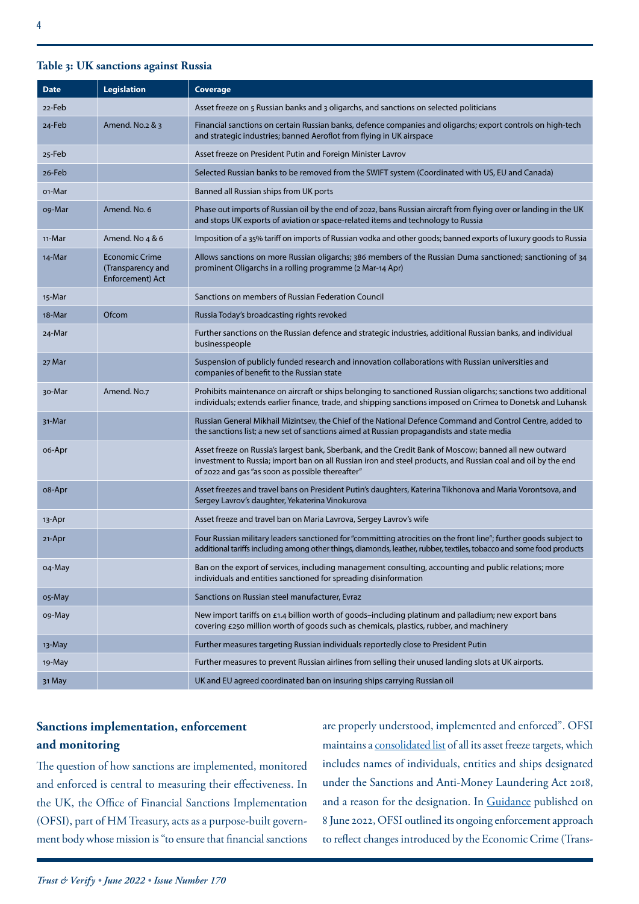**Table 3: UK sanctions against Russia**

| Date | Legislation | Coverage |
|---|---|---|
| 22-Feb | | Asset freeze on 5 Russian banks and 3 oligarchs, and sanctions on selected politicians |
| 24-Feb | Amend. No.2 & 3 | Financial sanctions on certain Russian banks, defence companies and oligarchs; export controls on high-tech and strategic industries; banned Aeroflot from flying in UK airspace |
| 25-Feb | | Asset freeze on President Putin and Foreign Minister Lavrov |
| 26-Feb | | Selected Russian banks to be removed from the SWIFT system (Coordinated with US, EU and Canada) |
| 01-Mar | | Banned all Russian ships from UK ports |
| 09-Mar | Amend. No. 6 | Phase out imports of Russian oil by the end of 2022, bans Russian aircraft from flying over or landing in the UK and stops UK exports of aviation or space-related items and technology to Russia |
| 11-Mar | Amend. No 4 & 6 | Imposition of a 35% tariff on imports of Russian vodka and other goods; banned exports of luxury goods to Russia |
| 14-Mar | Economic Crime (Transparency and Enforcement) Act | Allows sanctions on more Russian oligarchs; 386 members of the Russian Duma sanctioned; sanctioning of 34 prominent Oligarchs in a rolling programme (2 Mar-14 Apr) |
| 15-Mar | | Sanctions on members of Russian Federation Council |
| 18-Mar | Ofcom | Russia Today's broadcasting rights revoked |
| 24-Mar | | Further sanctions on the Russian defence and strategic industries, additional Russian banks, and individual businesspeople |
| 27 Mar | | Suspension of publicly funded research and innovation collaborations with Russian universities and companies of benefit to the Russian state |
| 30-Mar | Amend. No.7 | Prohibits maintenance on aircraft or ships belonging to sanctioned Russian oligarchs; sanctions two additional individuals; extends earlier finance, trade, and shipping sanctions imposed on Crimea to Donetsk and Luhansk |
| 31-Mar | | Russian General Mikhail Mizintsev, the Chief of the National Defence Command and Control Centre, added to the sanctions list; a new set of sanctions aimed at Russian propagandists and state media |
| 06-Apr | | Asset freeze on Russia's largest bank, Sberbank, and the Credit Bank of Moscow; banned all new outward investment to Russia; import ban on all Russian iron and steel products, and Russian coal and oil by the end of 2022 and gas "as soon as possible thereafter" |
| 08-Apr | | Asset freezes and travel bans on President Putin's daughters, Katerina Tikhonova and Maria Vorontsova, and Sergey Lavrov's daughter, Yekaterina Vinokurova |
| 13-Apr | | Asset freeze and travel ban on Maria Lavrova, Sergey Lavrov's wife |
| 21-Apr | | Four Russian military leaders sanctioned for "committing atrocities on the front line"; further goods subject to additional tariffs including among other things, diamonds, leather, rubber, textiles, tobacco and some food products |
| 04-May | | Ban on the export of services, including management consulting, accounting and public relations; more individuals and entities sanctioned for spreading disinformation |
| 05-May | | Sanctions on Russian steel manufacturer, Evraz |
| 09-May | | New import tariffs on £1.4 billion worth of goods–including platinum and palladium; new export bans covering £250 million worth of goods such as chemicals, plastics, rubber, and machinery |
| 13-May | | Further measures targeting Russian individuals reportedly close to President Putin |
| 19-May | | Further measures to prevent Russian airlines from selling their unused landing slots at UK airports. |
| 31 May | | UK and EU agreed coordinated ban on insuring ships carrying Russian oil |

## Sanctions implementation, enforcement and monitoring

The question of how sanctions are implemented, monitored and enforced is central to measuring their effectiveness. In the UK, the Office of Financial Sanctions Implementation (OFSI), part of HM Treasury, acts as a purpose-built government body whose mission is "to ensure that financial sanctions are properly understood, implemented and enforced". OFSI maintains a consolidated list of all its asset freeze targets, which includes names of individuals, entities and ships designated under the Sanctions and Anti-Money Laundering Act 2018, and a reason for the designation. In Guidance published on 8 June 2022, OFSI outlined its ongoing enforcement approach to reflect changes introduced by the Economic Crime (Trans-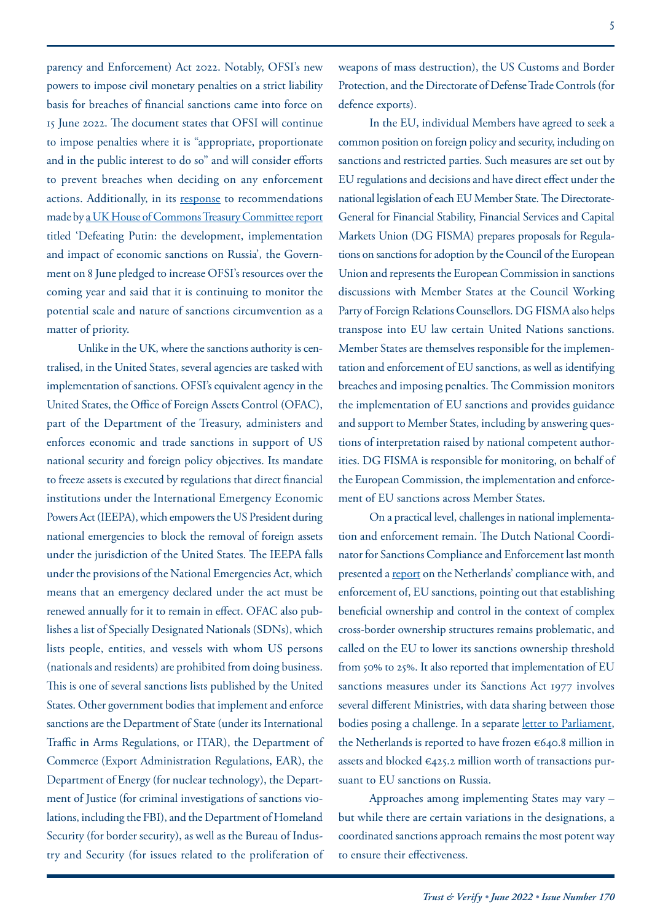parency and Enforcement) Act 2022. Notably, OFSI's new powers to impose civil monetary penalties on a strict liability basis for breaches of financial sanctions came into force on 15 June 2022. The document states that OFSI will continue to impose penalties where it is "appropriate, proportionate and in the public interest to do so" and will consider efforts to prevent breaches when deciding on any enforcement actions. Additionally, in its response to recommendations made by a UK House of Commons Treasury Committee report titled 'Defeating Putin: the development, implementation and impact of economic sanctions on Russia', the Government on 8 June pledged to increase OFSI's resources over the coming year and said that it is continuing to monitor the potential scale and nature of sanctions circumvention as a matter of priority.

Unlike in the UK, where the sanctions authority is centralised, in the United States, several agencies are tasked with implementation of sanctions. OFSI's equivalent agency in the United States, the Office of Foreign Assets Control (OFAC), part of the Department of the Treasury, administers and enforces economic and trade sanctions in support of US national security and foreign policy objectives. Its mandate to freeze assets is executed by regulations that direct financial institutions under the International Emergency Economic Powers Act (IEEPA), which empowers the US President during national emergencies to block the removal of foreign assets under the jurisdiction of the United States. The IEEPA falls under the provisions of the National Emergencies Act, which means that an emergency declared under the act must be renewed annually for it to remain in effect. OFAC also publishes a list of Specially Designated Nationals (SDNs), which lists people, entities, and vessels with whom US persons (nationals and residents) are prohibited from doing business. This is one of several sanctions lists published by the United States. Other government bodies that implement and enforce sanctions are the Department of State (under its International Traffic in Arms Regulations, or ITAR), the Department of Commerce (Export Administration Regulations, EAR), the Department of Energy (for nuclear technology), the Department of Justice (for criminal investigations of sanctions violations, including the FBI), and the Department of Homeland Security (for border security), as well as the Bureau of Industry and Security (for issues related to the proliferation of weapons of mass destruction), the US Customs and Border Protection, and the Directorate of Defense Trade Controls (for defence exports).

In the EU, individual Members have agreed to seek a common position on foreign policy and security, including on sanctions and restricted parties. Such measures are set out by EU regulations and decisions and have direct effect under the national legislation of each EU Member State. The Directorate-General for Financial Stability, Financial Services and Capital Markets Union (DG FISMA) prepares proposals for Regulations on sanctions for adoption by the Council of the European Union and represents the European Commission in sanctions discussions with Member States at the Council Working Party of Foreign Relations Counsellors. DG FISMA also helps transpose into EU law certain United Nations sanctions. Member States are themselves responsible for the implementation and enforcement of EU sanctions, as well as identifying breaches and imposing penalties. The Commission monitors the implementation of EU sanctions and provides guidance and support to Member States, including by answering questions of interpretation raised by national competent authorities. DG FISMA is responsible for monitoring, on behalf of the European Commission, the implementation and enforcement of EU sanctions across Member States.

On a practical level, challenges in national implementation and enforcement remain. The Dutch National Coordinator for Sanctions Compliance and Enforcement last month presented a report on the Netherlands' compliance with, and enforcement of, EU sanctions, pointing out that establishing beneficial ownership and control in the context of complex cross-border ownership structures remains problematic, and called on the EU to lower its sanctions ownership threshold from 50% to 25%. It also reported that implementation of EU sanctions measures under its Sanctions Act 1977 involves several different Ministries, with data sharing between those bodies posing a challenge. In a separate letter to Parliament, the Netherlands is reported to have frozen €640.8 million in assets and blocked €425.2 million worth of transactions pursuant to EU sanctions on Russia.

Approaches among implementing States may vary – but while there are certain variations in the designations, a coordinated sanctions approach remains the most potent way to ensure their effectiveness.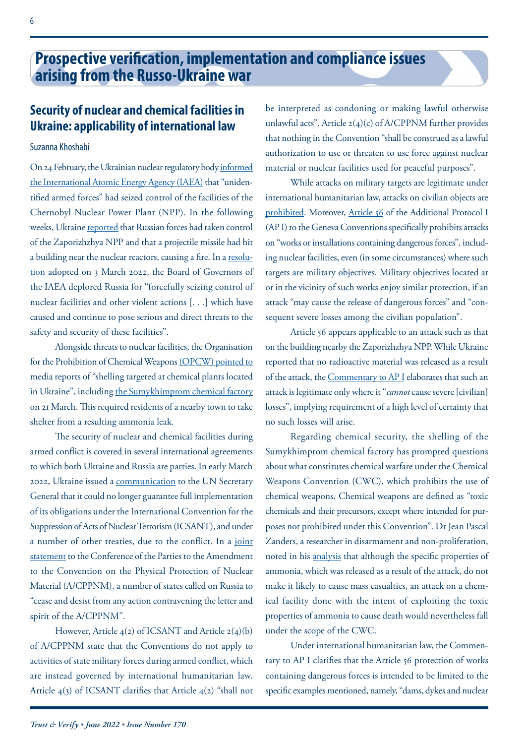# Prospective verification, implementation and compliance issues arising from the Russo-Ukraine war

## Security of nuclear and chemical facilities in Ukraine: applicability of international law

Suzanna Khoshabi

On 24 February, the Ukrainian nuclear regulatory body informed the International Atomic Energy Agency (IAEA) that "unidentified armed forces" had seized control of the facilities of the Chernobyl Nuclear Power Plant (NPP). In the following weeks, Ukraine reported that Russian forces had taken control of the Zaporizhzhya NPP and that a projectile missile had hit a building near the nuclear reactors, causing a fire. In a resolution adopted on 3 March 2022, the Board of Governors of the IAEA deplored Russia for "forcefully seizing control of nuclear facilities and other violent actions [. . .] which have caused and continue to pose serious and direct threats to the safety and security of these facilities".

Alongside threats to nuclear facilities, the Organisation for the Prohibition of Chemical Weapons (OPCW) pointed to media reports of "shelling targeted at chemical plants located in Ukraine", including the Sumykhimprom chemical factory on 21 March. This required residents of a nearby town to take shelter from a resulting ammonia leak.

The security of nuclear and chemical facilities during armed conflict is covered in several international agreements to which both Ukraine and Russia are parties. In early March 2022, Ukraine issued a communication to the UN Secretary General that it could no longer guarantee full implementation of its obligations under the International Convention for the Suppression of Acts of Nuclear Terrorism (ICSANT), and under a number of other treaties, due to the conflict. In a joint statement to the Conference of the Parties to the Amendment to the Convention on the Physical Protection of Nuclear Material (A/CPPNM), a number of states called on Russia to "cease and desist from any action contravening the letter and spirit of the A/CPPNM".

However, Article 4(2) of ICSANT and Article 2(4)(b) of A/CPPNM state that the Conventions do not apply to activities of state military forces during armed conflict, which are instead governed by international humanitarian law. Article 4(3) of ICSANT clarifies that Article 4(2) "shall not be interpreted as condoning or making lawful otherwise unlawful acts". Article 2(4)(c) of A/CPPNM further provides that nothing in the Convention "shall be construed as a lawful authorization to use or threaten to use force against nuclear material or nuclear facilities used for peaceful purposes".

While attacks on military targets are legitimate under international humanitarian law, attacks on civilian objects are prohibited. Moreover, Article 56 of the Additional Protocol I (AP I) to the Geneva Conventions specifically prohibits attacks on "works or installations containing dangerous forces", including nuclear facilities, even (in some circumstances) where such targets are military objectives. Military objectives located at or in the vicinity of such works enjoy similar protection, if an attack "may cause the release of dangerous forces" and "consequent severe losses among the civilian population".

Article 56 appears applicable to an attack such as that on the building nearby the Zaporizhzhya NPP. While Ukraine reported that no radioactive material was released as a result of the attack, the Commentary to AP I elaborates that such an attack is legitimate only where it "*cannot* cause severe [civilian] losses", implying requirement of a high level of certainty that no such losses will arise.

Regarding chemical security, the shelling of the Sumykhimprom chemical factory has prompted questions about what constitutes chemical warfare under the Chemical Weapons Convention (CWC), which prohibits the use of chemical weapons. Chemical weapons are defined as "toxic chemicals and their precursors, except where intended for purposes not prohibited under this Convention". Dr Jean Pascal Zanders, a researcher in disarmament and non-proliferation, noted in his analysis that although the specific properties of ammonia, which was released as a result of the attack, do not make it likely to cause mass casualties, an attack on a chemical facility done with the intent of exploiting the toxic properties of ammonia to cause death would nevertheless fall under the scope of the CWC.

Under international humanitarian law, the Commentary to AP I clarifies that the Article 56 protection of works containing dangerous forces is intended to be limited to the specific examples mentioned, namely, "dams, dykes and nuclear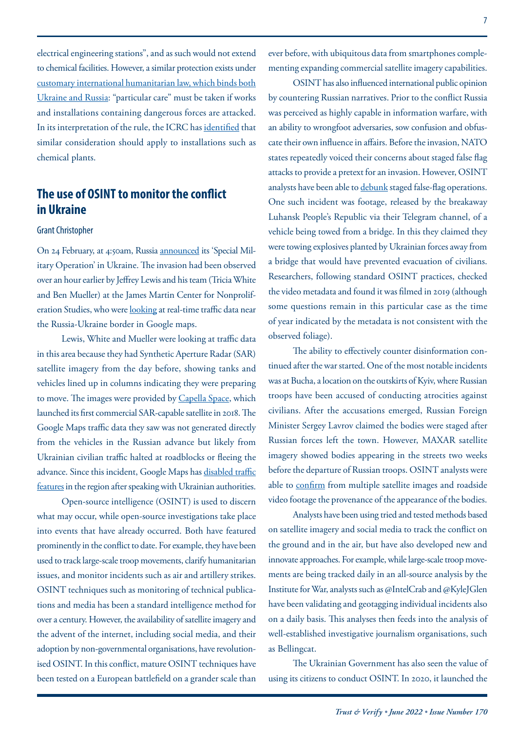electrical engineering stations", and as such would not extend to chemical facilities. However, a similar protection exists under customary international humanitarian law, which binds both Ukraine and Russia: "particular care" must be taken if works and installations containing dangerous forces are attacked. In its interpretation of the rule, the ICRC has identified that similar consideration should apply to installations such as chemical plants.

## The use of OSINT to monitor the conflict in Ukraine

Grant Christopher

On 24 February, at 4:50am, Russia announced its 'Special Military Operation' in Ukraine. The invasion had been observed over an hour earlier by Jeffrey Lewis and his team (Tricia White and Ben Mueller) at the James Martin Center for Nonproliferation Studies, who were looking at real-time traffic data near the Russia-Ukraine border in Google maps.

Lewis, White and Mueller were looking at traffic data in this area because they had Synthetic Aperture Radar (SAR) satellite imagery from the day before, showing tanks and vehicles lined up in columns indicating they were preparing to move. The images were provided by Capella Space, which launched its first commercial SAR-capable satellite in 2018. The Google Maps traffic data they saw was not generated directly from the vehicles in the Russian advance but likely from Ukrainian civilian traffic halted at roadblocks or fleeing the advance. Since this incident, Google Maps has disabled traffic features in the region after speaking with Ukrainian authorities.

Open-source intelligence (OSINT) is used to discern what may occur, while open-source investigations take place into events that have already occurred. Both have featured prominently in the conflict to date. For example, they have been used to track large-scale troop movements, clarify humanitarian issues, and monitor incidents such as air and artillery strikes. OSINT techniques such as monitoring of technical publications and media has been a standard intelligence method for over a century. However, the availability of satellite imagery and the advent of the internet, including social media, and their adoption by non-governmental organisations, have revolutionised OSINT. In this conflict, mature OSINT techniques have been tested on a European battlefield on a grander scale than ever before, with ubiquitous data from smartphones complementing expanding commercial satellite imagery capabilities.

OSINT has also influenced international public opinion by countering Russian narratives. Prior to the conflict Russia was perceived as highly capable in information warfare, with an ability to wrongfoot adversaries, sow confusion and obfuscate their own influence in affairs. Before the invasion, NATO states repeatedly voiced their concerns about staged false flag attacks to provide a pretext for an invasion. However, OSINT analysts have been able to debunk staged false-flag operations. One such incident was footage, released by the breakaway Luhansk People's Republic via their Telegram channel, of a vehicle being towed from a bridge. In this they claimed they were towing explosives planted by Ukrainian forces away from a bridge that would have prevented evacuation of civilians. Researchers, following standard OSINT practices, checked the video metadata and found it was filmed in 2019 (although some questions remain in this particular case as the time of year indicated by the metadata is not consistent with the observed foliage).

The ability to effectively counter disinformation continued after the war started. One of the most notable incidents was at Bucha, a location on the outskirts of Kyiv, where Russian troops have been accused of conducting atrocities against civilians. After the accusations emerged, Russian Foreign Minister Sergey Lavrov claimed the bodies were staged after Russian forces left the town. However, MAXAR satellite imagery showed bodies appearing in the streets two weeks before the departure of Russian troops. OSINT analysts were able to confirm from multiple satellite images and roadside video footage the provenance of the appearance of the bodies.

Analysts have been using tried and tested methods based on satellite imagery and social media to track the conflict on the ground and in the air, but have also developed new and innovate approaches. For example, while large-scale troop movements are being tracked daily in an all-source analysis by the Institute for War, analysts such as @IntelCrab and @KyleJGlen have been validating and geotagging individual incidents also on a daily basis. This analyses then feeds into the analysis of well-established investigative journalism organisations, such as Bellingcat.

The Ukrainian Government has also seen the value of using its citizens to conduct OSINT. In 2020, it launched the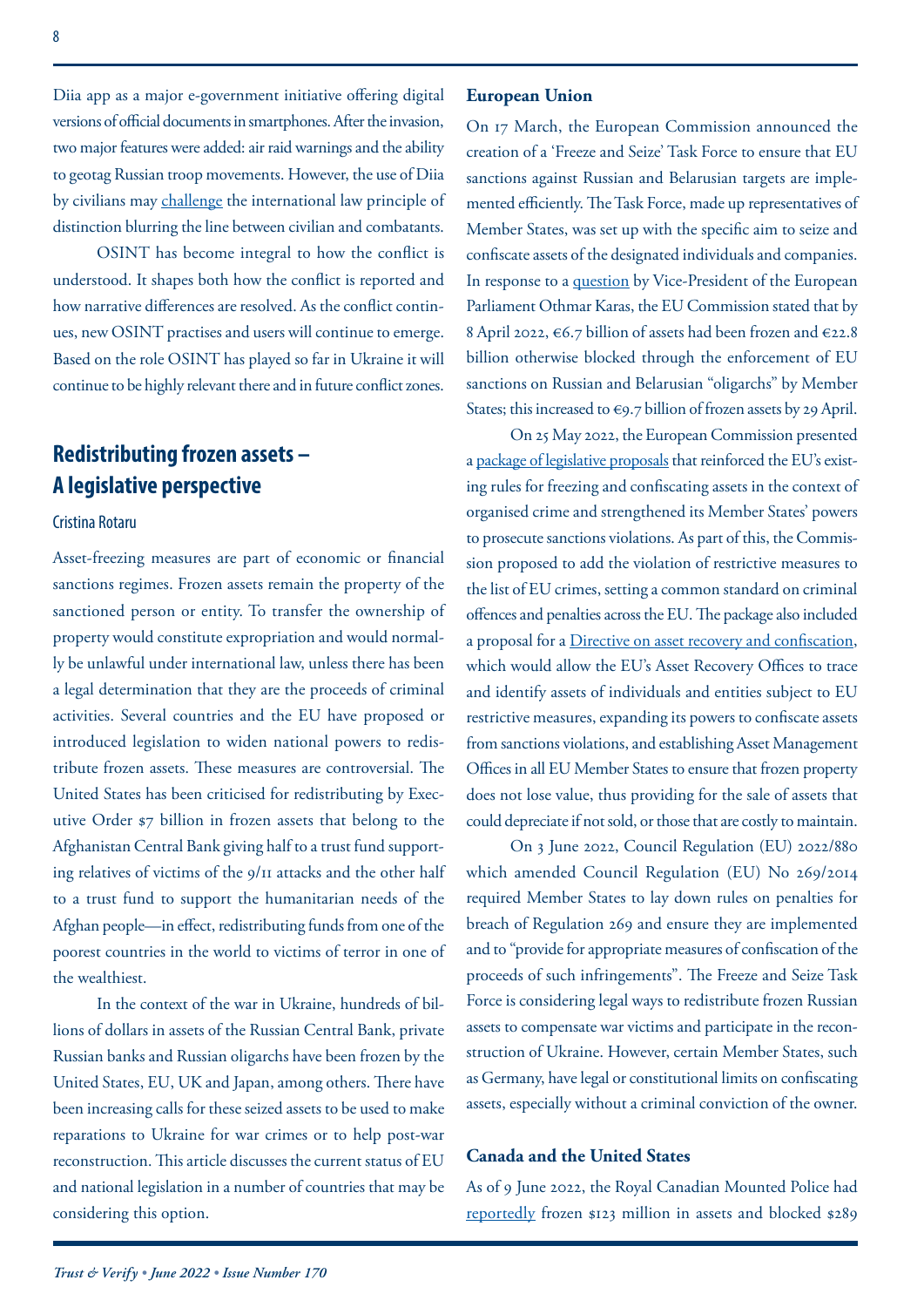Diia app as a major e-government initiative offering digital versions of official documents in smartphones. After the invasion, two major features were added: air raid warnings and the ability to geotag Russian troop movements. However, the use of Diia by civilians may challenge the international law principle of distinction blurring the line between civilian and combatants.

OSINT has become integral to how the conflict is understood. It shapes both how the conflict is reported and how narrative differences are resolved. As the conflict continues, new OSINT practises and users will continue to emerge. Based on the role OSINT has played so far in Ukraine it will continue to be highly relevant there and in future conflict zones.

## Redistributing frozen assets – A legislative perspective

Cristina Rotaru

Asset-freezing measures are part of economic or financial sanctions regimes. Frozen assets remain the property of the sanctioned person or entity. To transfer the ownership of property would constitute expropriation and would normally be unlawful under international law, unless there has been a legal determination that they are the proceeds of criminal activities. Several countries and the EU have proposed or introduced legislation to widen national powers to redistribute frozen assets. These measures are controversial. The United States has been criticised for redistributing by Executive Order $7 billion in frozen assets that belong to the Afghanistan Central Bank giving half to a trust fund supporting relatives of victims of the 9/11 attacks and the other half to a trust fund to support the humanitarian needs of the Afghan people—in effect, redistributing funds from one of the poorest countries in the world to victims of terror in one of the wealthiest.

In the context of the war in Ukraine, hundreds of billions of dollars in assets of the Russian Central Bank, private Russian banks and Russian oligarchs have been frozen by the United States, EU, UK and Japan, among others. There have been increasing calls for these seized assets to be used to make reparations to Ukraine for war crimes or to help post-war reconstruction. This article discusses the current status of EU and national legislation in a number of countries that may be considering this option.

### European Union

On 17 March, the European Commission announced the creation of a 'Freeze and Seize' Task Force to ensure that EU sanctions against Russian and Belarusian targets are implemented efficiently. The Task Force, made up representatives of Member States, was set up with the specific aim to seize and confiscate assets of the designated individuals and companies. In response to a question by Vice-President of the European Parliament Othmar Karas, the EU Commission stated that by 8 April 2022, €6.7 billion of assets had been frozen and €22.8 billion otherwise blocked through the enforcement of EU sanctions on Russian and Belarusian "oligarchs" by Member States; this increased to €9.7 billion of frozen assets by 29 April.

On 25 May 2022, the European Commission presented a package of legislative proposals that reinforced the EU's existing rules for freezing and confiscating assets in the context of organised crime and strengthened its Member States' powers to prosecute sanctions violations. As part of this, the Commission proposed to add the violation of restrictive measures to the list of EU crimes, setting a common standard on criminal offences and penalties across the EU. The package also included a proposal for a Directive on asset recovery and confiscation, which would allow the EU's Asset Recovery Offices to trace and identify assets of individuals and entities subject to EU restrictive measures, expanding its powers to confiscate assets from sanctions violations, and establishing Asset Management Offices in all EU Member States to ensure that frozen property does not lose value, thus providing for the sale of assets that could depreciate if not sold, or those that are costly to maintain.

On 3 June 2022, Council Regulation (EU) 2022/880 which amended Council Regulation (EU) No 269/2014 required Member States to lay down rules on penalties for breach of Regulation 269 and ensure they are implemented and to "provide for appropriate measures of confiscation of the proceeds of such infringements". The Freeze and Seize Task Force is considering legal ways to redistribute frozen Russian assets to compensate war victims and participate in the reconstruction of Ukraine. However, certain Member States, such as Germany, have legal or constitutional limits on confiscating assets, especially without a criminal conviction of the owner.

### Canada and the United States

As of 9 June 2022, the Royal Canadian Mounted Police had reportedly frozen $123 million in assets and blocked $289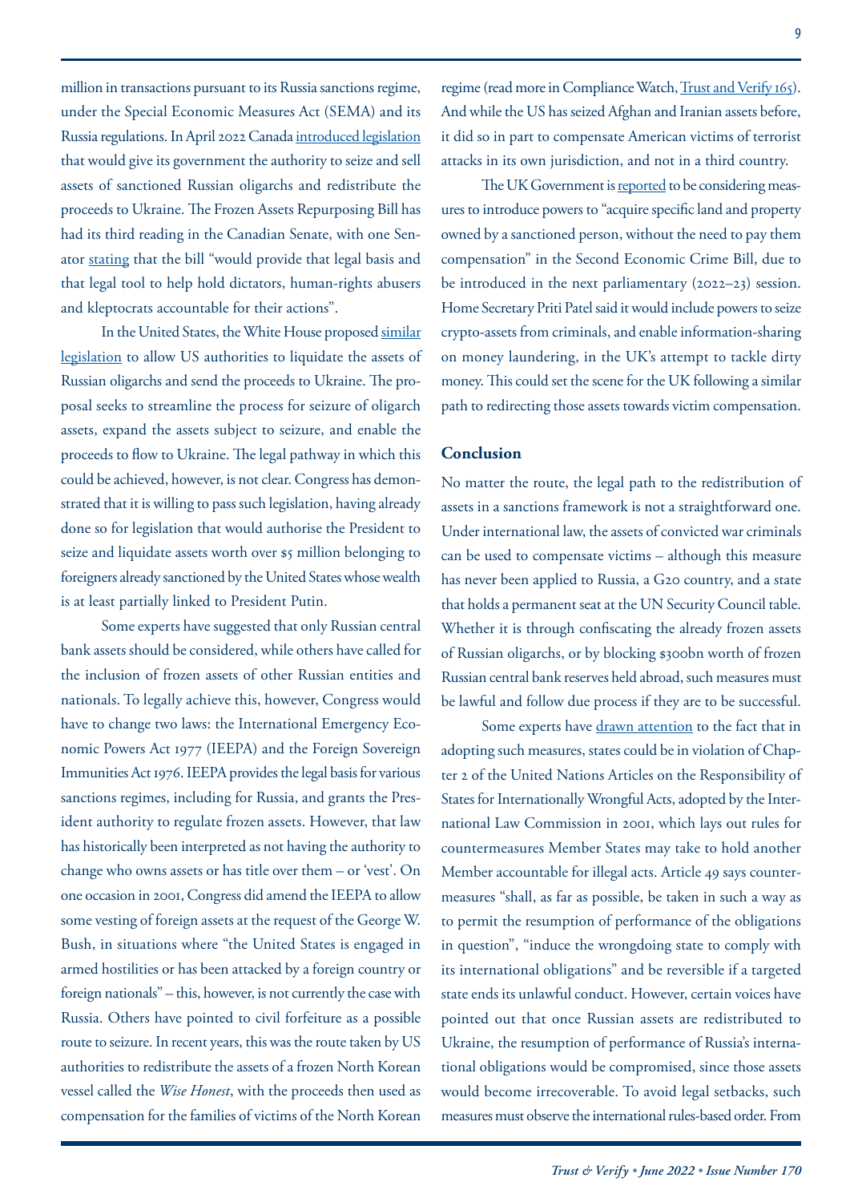million in transactions pursuant to its Russia sanctions regime, under the Special Economic Measures Act (SEMA) and its Russia regulations. In April 2022 Canada introduced legislation that would give its government the authority to seize and sell assets of sanctioned Russian oligarchs and redistribute the proceeds to Ukraine. The Frozen Assets Repurposing Bill has had its third reading in the Canadian Senate, with one Senator stating that the bill "would provide that legal basis and that legal tool to help hold dictators, human-rights abusers and kleptocrats accountable for their actions".

In the United States, the White House proposed similar legislation to allow US authorities to liquidate the assets of Russian oligarchs and send the proceeds to Ukraine. The proposal seeks to streamline the process for seizure of oligarch assets, expand the assets subject to seizure, and enable the proceeds to flow to Ukraine. The legal pathway in which this could be achieved, however, is not clear. Congress has demonstrated that it is willing to pass such legislation, having already done so for legislation that would authorise the President to seize and liquidate assets worth over $5 million belonging to foreigners already sanctioned by the United States whose wealth is at least partially linked to President Putin.

Some experts have suggested that only Russian central bank assets should be considered, while others have called for the inclusion of frozen assets of other Russian entities and nationals. To legally achieve this, however, Congress would have to change two laws: the International Emergency Economic Powers Act 1977 (IEEPA) and the Foreign Sovereign Immunities Act 1976. IEEPA provides the legal basis for various sanctions regimes, including for Russia, and grants the President authority to regulate frozen assets. However, that law has historically been interpreted as not having the authority to change who owns assets or has title over them – or 'vest'. On one occasion in 2001, Congress did amend the IEEPA to allow some vesting of foreign assets at the request of the George W. Bush, in situations where "the United States is engaged in armed hostilities or has been attacked by a foreign country or foreign nationals" – this, however, is not currently the case with Russia. Others have pointed to civil forfeiture as a possible route to seizure. In recent years, this was the route taken by US authorities to redistribute the assets of a frozen North Korean vessel called the *Wise Honest*, with the proceeds then used as compensation for the families of victims of the North Korean regime (read more in Compliance Watch, Trust and Verify 165). And while the US has seized Afghan and Iranian assets before, it did so in part to compensate American victims of terrorist attacks in its own jurisdiction, and not in a third country.

The UK Government is reported to be considering measures to introduce powers to "acquire specific land and property owned by a sanctioned person, without the need to pay them compensation" in the Second Economic Crime Bill, due to be introduced in the next parliamentary (2022–23) session. Home Secretary Priti Patel said it would include powers to seize crypto-assets from criminals, and enable information-sharing on money laundering, in the UK's attempt to tackle dirty money. This could set the scene for the UK following a similar path to redirecting those assets towards victim compensation.

### Conclusion

No matter the route, the legal path to the redistribution of assets in a sanctions framework is not a straightforward one. Under international law, the assets of convicted war criminals can be used to compensate victims – although this measure has never been applied to Russia, a G20 country, and a state that holds a permanent seat at the UN Security Council table. Whether it is through confiscating the already frozen assets of Russian oligarchs, or by blocking $300bn worth of frozen Russian central bank reserves held abroad, such measures must be lawful and follow due process if they are to be successful.

Some experts have drawn attention to the fact that in adopting such measures, states could be in violation of Chapter 2 of the United Nations Articles on the Responsibility of States for Internationally Wrongful Acts, adopted by the International Law Commission in 2001, which lays out rules for countermeasures Member States may take to hold another Member accountable for illegal acts. Article 49 says countermeasures "shall, as far as possible, be taken in such a way as to permit the resumption of performance of the obligations in question", "induce the wrongdoing state to comply with its international obligations" and be reversible if a targeted state ends its unlawful conduct. However, certain voices have pointed out that once Russian assets are redistributed to Ukraine, the resumption of performance of Russia's international obligations would be compromised, since those assets would become irrecoverable. To avoid legal setbacks, such measures must observe the international rules-based order. From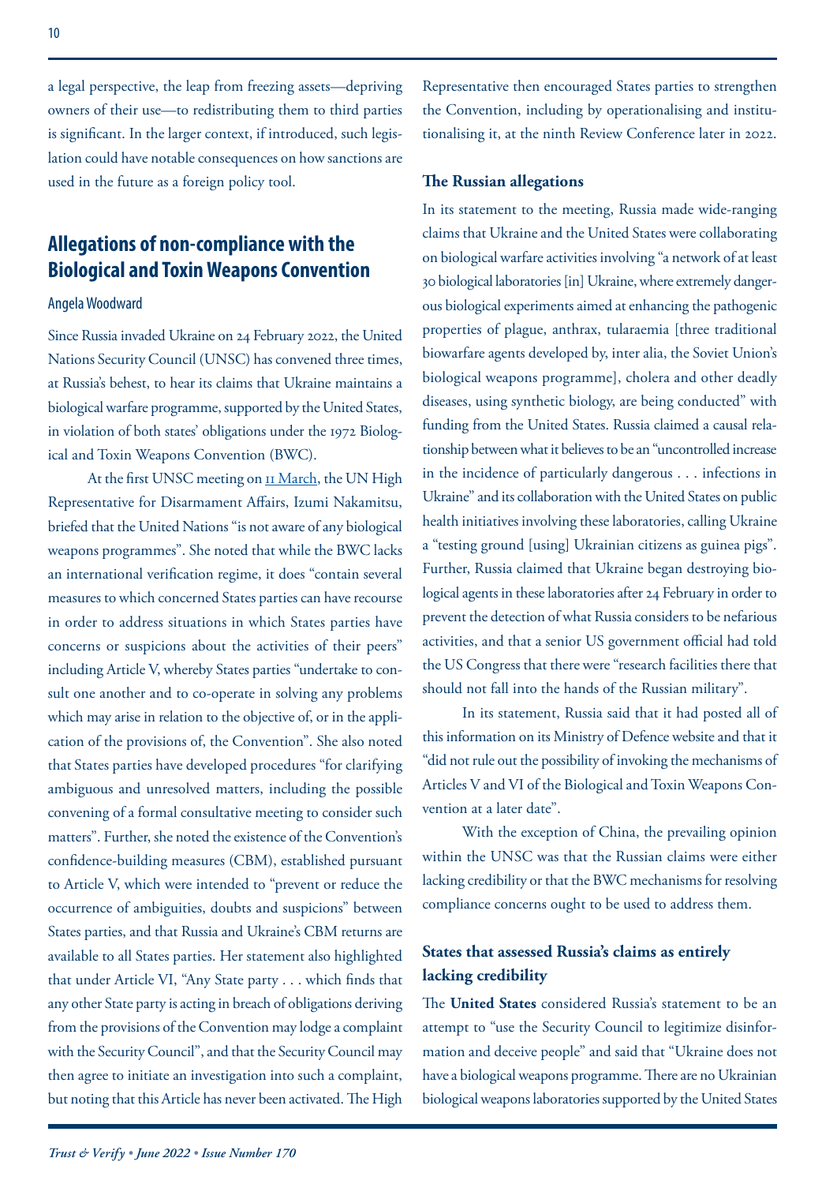a legal perspective, the leap from freezing assets—depriving owners of their use—to redistributing them to third parties is significant. In the larger context, if introduced, such legislation could have notable consequences on how sanctions are used in the future as a foreign policy tool.

## Allegations of non-compliance with the Biological and Toxin Weapons Convention

Angela Woodward

Since Russia invaded Ukraine on 24 February 2022, the United Nations Security Council (UNSC) has convened three times, at Russia's behest, to hear its claims that Ukraine maintains a biological warfare programme, supported by the United States, in violation of both states' obligations under the 1972 Biological and Toxin Weapons Convention (BWC).

At the first UNSC meeting on 11 March, the UN High Representative for Disarmament Affairs, Izumi Nakamitsu, briefed that the United Nations "is not aware of any biological weapons programmes". She noted that while the BWC lacks an international verification regime, it does "contain several measures to which concerned States parties can have recourse in order to address situations in which States parties have concerns or suspicions about the activities of their peers" including Article V, whereby States parties "undertake to consult one another and to co-operate in solving any problems which may arise in relation to the objective of, or in the application of the provisions of, the Convention". She also noted that States parties have developed procedures "for clarifying ambiguous and unresolved matters, including the possible convening of a formal consultative meeting to consider such matters". Further, she noted the existence of the Convention's confidence-building measures (CBM), established pursuant to Article V, which were intended to "prevent or reduce the occurrence of ambiguities, doubts and suspicions" between States parties, and that Russia and Ukraine's CBM returns are available to all States parties. Her statement also highlighted that under Article VI, "Any State party . . . which finds that any other State party is acting in breach of obligations deriving from the provisions of the Convention may lodge a complaint with the Security Council", and that the Security Council may then agree to initiate an investigation into such a complaint, but noting that this Article has never been activated. The High Representative then encouraged States parties to strengthen the Convention, including by operationalising and institutionalising it, at the ninth Review Conference later in 2022.

### The Russian allegations

In its statement to the meeting, Russia made wide-ranging claims that Ukraine and the United States were collaborating on biological warfare activities involving "a network of at least 30 biological laboratories [in] Ukraine, where extremely dangerous biological experiments aimed at enhancing the pathogenic properties of plague, anthrax, tularaemia [three traditional biowarfare agents developed by, inter alia, the Soviet Union's biological weapons programme], cholera and other deadly diseases, using synthetic biology, are being conducted" with funding from the United States. Russia claimed a causal relationship between what it believes to be an "uncontrolled increase in the incidence of particularly dangerous . . . infections in Ukraine" and its collaboration with the United States on public health initiatives involving these laboratories, calling Ukraine a "testing ground [using] Ukrainian citizens as guinea pigs". Further, Russia claimed that Ukraine began destroying biological agents in these laboratories after 24 February in order to prevent the detection of what Russia considers to be nefarious activities, and that a senior US government official had told the US Congress that there were "research facilities there that should not fall into the hands of the Russian military".

In its statement, Russia said that it had posted all of this information on its Ministry of Defence website and that it "did not rule out the possibility of invoking the mechanisms of Articles V and VI of the Biological and Toxin Weapons Convention at a later date".

With the exception of China, the prevailing opinion within the UNSC was that the Russian claims were either lacking credibility or that the BWC mechanisms for resolving compliance concerns ought to be used to address them.

### States that assessed Russia's claims as entirely lacking credibility

The **United States** considered Russia's statement to be an attempt to "use the Security Council to legitimize disinformation and deceive people" and said that "Ukraine does not have a biological weapons programme. There are no Ukrainian biological weapons laboratories supported by the United States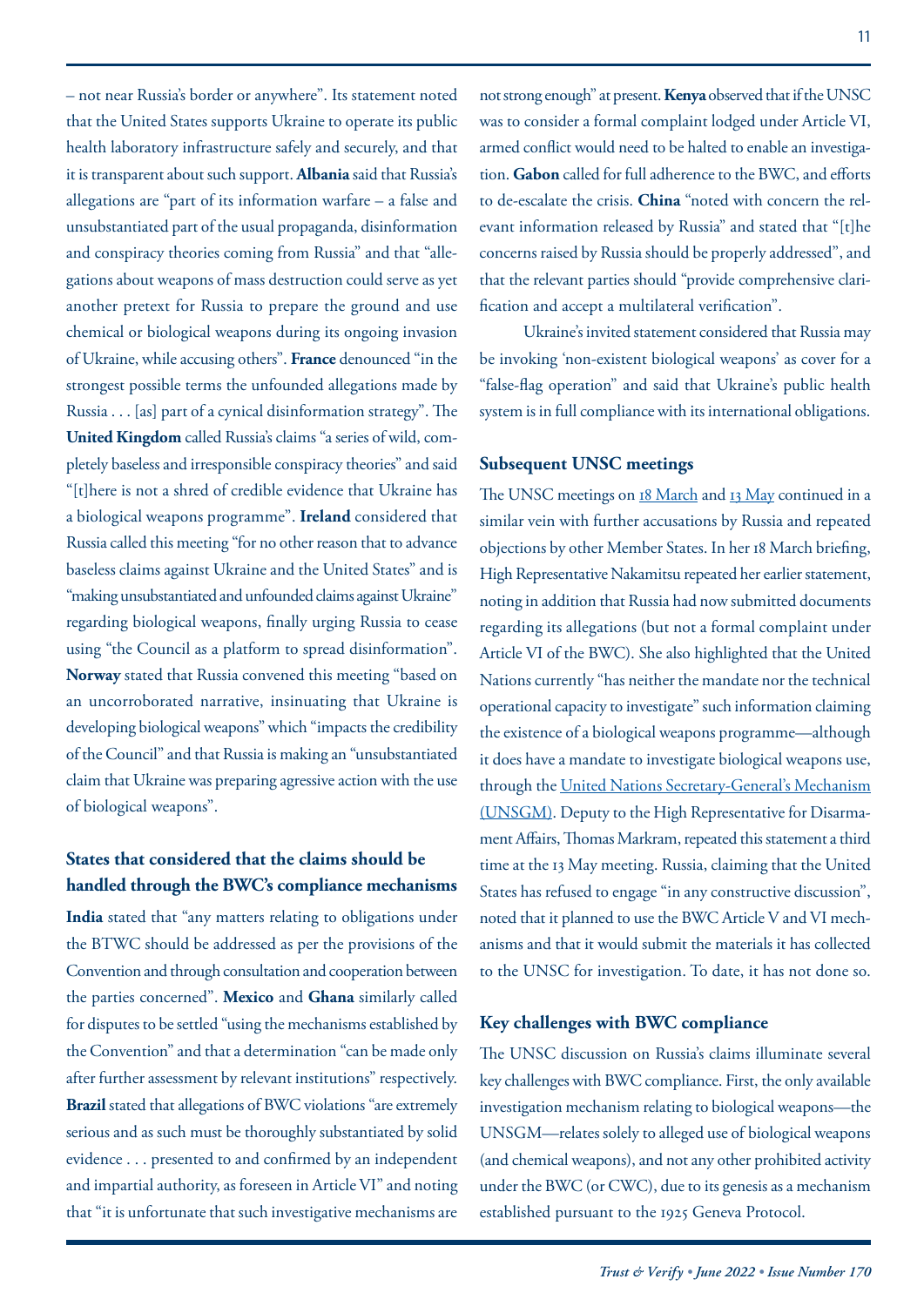– not near Russia's border or anywhere". Its statement noted that the United States supports Ukraine to operate its public health laboratory infrastructure safely and securely, and that it is transparent about such support. **Albania** said that Russia's allegations are "part of its information warfare – a false and unsubstantiated part of the usual propaganda, disinformation and conspiracy theories coming from Russia" and that "allegations about weapons of mass destruction could serve as yet another pretext for Russia to prepare the ground and use chemical or biological weapons during its ongoing invasion of Ukraine, while accusing others". **France** denounced "in the strongest possible terms the unfounded allegations made by Russia . . . [as] part of a cynical disinformation strategy". The **United Kingdom** called Russia's claims "a series of wild, completely baseless and irresponsible conspiracy theories" and said "[t]here is not a shred of credible evidence that Ukraine has a biological weapons programme". **Ireland** considered that Russia called this meeting "for no other reason that to advance baseless claims against Ukraine and the United States" and is "making unsubstantiated and unfounded claims against Ukraine" regarding biological weapons, finally urging Russia to cease using "the Council as a platform to spread disinformation". **Norway** stated that Russia convened this meeting "based on an uncorroborated narrative, insinuating that Ukraine is developing biological weapons" which "impacts the credibility of the Council" and that Russia is making an "unsubstantiated claim that Ukraine was preparing agressive action with the use of biological weapons".

### States that considered that the claims should be handled through the BWC's compliance mechanisms

**India** stated that "any matters relating to obligations under the BTWC should be addressed as per the provisions of the Convention and through consultation and cooperation between the parties concerned". **Mexico** and **Ghana** similarly called for disputes to be settled "using the mechanisms established by the Convention" and that a determination "can be made only after further assessment by relevant institutions" respectively. **Brazil** stated that allegations of BWC violations "are extremely serious and as such must be thoroughly substantiated by solid evidence . . . presented to and confirmed by an independent and impartial authority, as foreseen in Article VI" and noting that "it is unfortunate that such investigative mechanisms are not strong enough" at present. **Kenya** observed that if the UNSC was to consider a formal complaint lodged under Article VI, armed conflict would need to be halted to enable an investigation. **Gabon** called for full adherence to the BWC, and efforts to de-escalate the crisis. **China** "noted with concern the relevant information released by Russia" and stated that "[t]he concerns raised by Russia should be properly addressed", and that the relevant parties should "provide comprehensive clarification and accept a multilateral verification".

Ukraine's invited statement considered that Russia may be invoking 'non-existent biological weapons' as cover for a "false-flag operation" and said that Ukraine's public health system is in full compliance with its international obligations.

### Subsequent UNSC meetings

The UNSC meetings on 18 March and 13 May continued in a similar vein with further accusations by Russia and repeated objections by other Member States. In her 18 March briefing, High Representative Nakamitsu repeated her earlier statement, noting in addition that Russia had now submitted documents regarding its allegations (but not a formal complaint under Article VI of the BWC). She also highlighted that the United Nations currently "has neither the mandate nor the technical operational capacity to investigate" such information claiming the existence of a biological weapons programme—although it does have a mandate to investigate biological weapons use, through the United Nations Secretary-General's Mechanism (UNSGM). Deputy to the High Representative for Disarmament Affairs, Thomas Markram, repeated this statement a third time at the 13 May meeting. Russia, claiming that the United States has refused to engage "in any constructive discussion", noted that it planned to use the BWC Article V and VI mechanisms and that it would submit the materials it has collected to the UNSC for investigation. To date, it has not done so.

### Key challenges with BWC compliance

The UNSC discussion on Russia's claims illuminate several key challenges with BWC compliance. First, the only available investigation mechanism relating to biological weapons—the UNSGM—relates solely to alleged use of biological weapons (and chemical weapons), and not any other prohibited activity under the BWC (or CWC), due to its genesis as a mechanism established pursuant to the 1925 Geneva Protocol.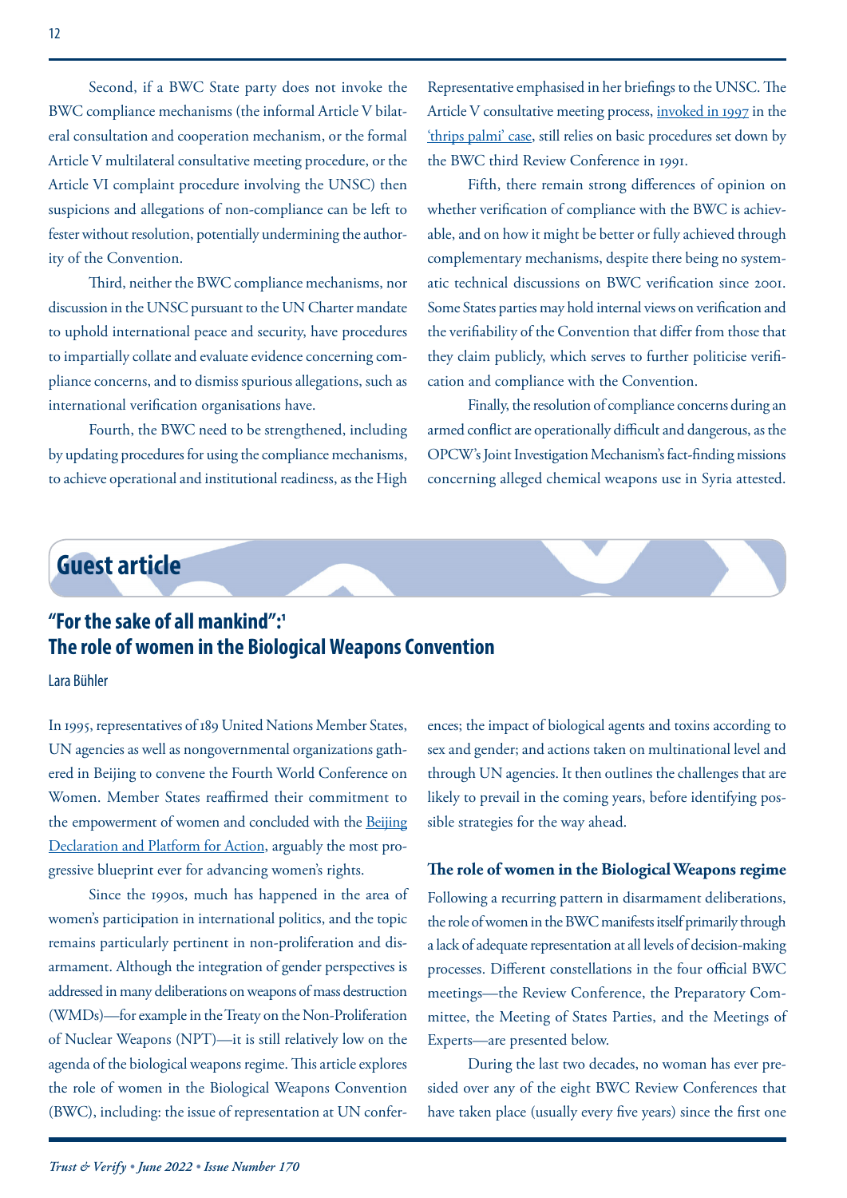Second, if a BWC State party does not invoke the BWC compliance mechanisms (the informal Article V bilateral consultation and cooperation mechanism, or the formal Article V multilateral consultative meeting procedure, or the Article VI complaint procedure involving the UNSC) then suspicions and allegations of non-compliance can be left to fester without resolution, potentially undermining the authority of the Convention.

Third, neither the BWC compliance mechanisms, nor discussion in the UNSC pursuant to the UN Charter mandate to uphold international peace and security, have procedures to impartially collate and evaluate evidence concerning compliance concerns, and to dismiss spurious allegations, such as international verification organisations have.

Fourth, the BWC need to be strengthened, including by updating procedures for using the compliance mechanisms, to achieve operational and institutional readiness, as the High Representative emphasised in her briefings to the UNSC. The Article V consultative meeting process, invoked in 1997 in the 'thrips palmi' case, still relies on basic procedures set down by the BWC third Review Conference in 1991.

Fifth, there remain strong differences of opinion on whether verification of compliance with the BWC is achievable, and on how it might be better or fully achieved through complementary mechanisms, despite there being no systematic technical discussions on BWC verification since 2001. Some States parties may hold internal views on verification and the verifiability of the Convention that differ from those that they claim publicly, which serves to further politicise verification and compliance with the Convention.

Finally, the resolution of compliance concerns during an armed conflict are operationally difficult and dangerous, as the OPCW's Joint Investigation Mechanism's fact-finding missions concerning alleged chemical weapons use in Syria attested.

# Guest article

## "For the sake of all mankind":[1] The role of women in the Biological Weapons Convention

Lara Bühler

In 1995, representatives of 189 United Nations Member States, UN agencies as well as nongovernmental organizations gathered in Beijing to convene the Fourth World Conference on Women. Member States reaffirmed their commitment to the empowerment of women and concluded with the Beijing Declaration and Platform for Action, arguably the most progressive blueprint ever for advancing women's rights.

Since the 1990s, much has happened in the area of women's participation in international politics, and the topic remains particularly pertinent in non-proliferation and disarmament. Although the integration of gender perspectives is addressed in many deliberations on weapons of mass destruction (WMDs)—for example in the Treaty on the Non-Proliferation of Nuclear Weapons (NPT)—it is still relatively low on the agenda of the biological weapons regime. This article explores the role of women in the Biological Weapons Convention (BWC), including: the issue of representation at UN conferences; the impact of biological agents and toxins according to sex and gender; and actions taken on multinational level and through UN agencies. It then outlines the challenges that are likely to prevail in the coming years, before identifying possible strategies for the way ahead.

### The role of women in the Biological Weapons regime

Following a recurring pattern in disarmament deliberations, the role of women in the BWC manifests itself primarily through a lack of adequate representation at all levels of decision-making processes. Different constellations in the four official BWC meetings—the Review Conference, the Preparatory Committee, the Meeting of States Parties, and the Meetings of Experts—are presented below.

During the last two decades, no woman has ever presided over any of the eight BWC Review Conferences that have taken place (usually every five years) since the first one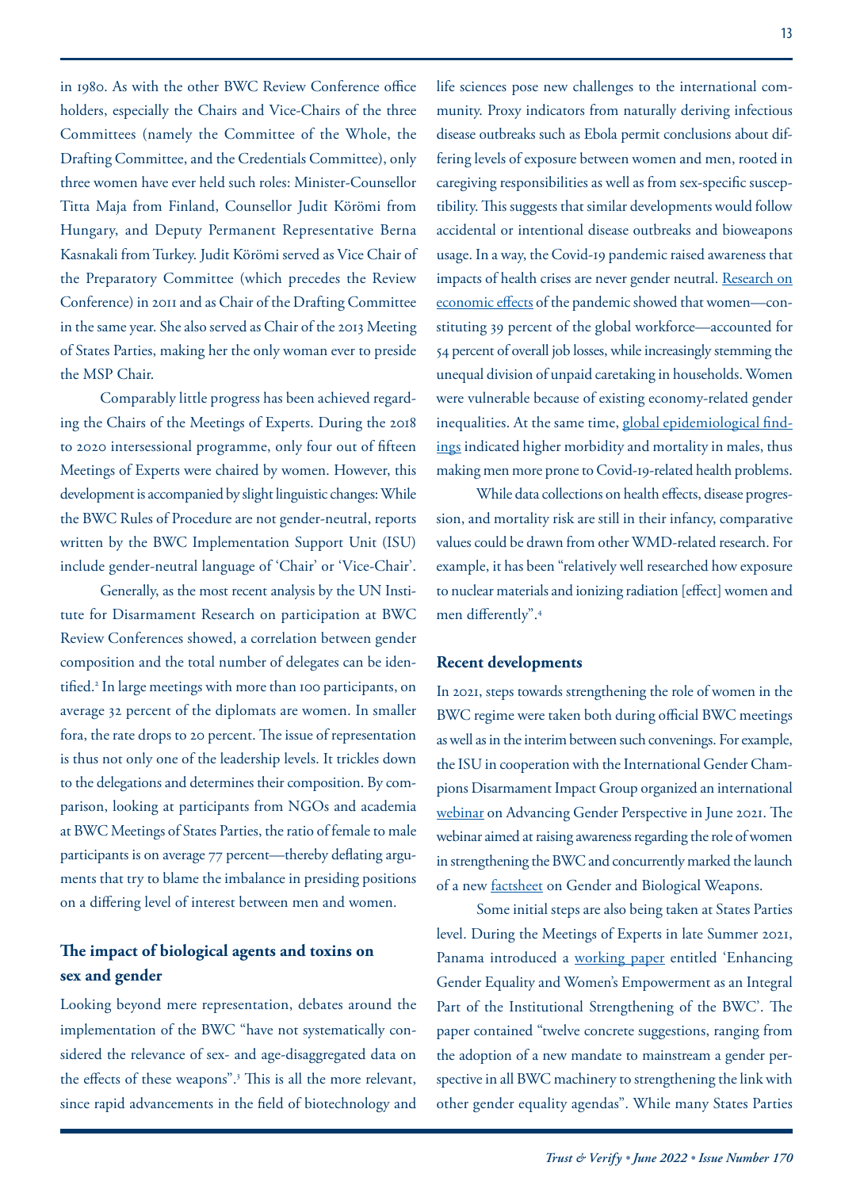in 1980. As with the other BWC Review Conference office holders, especially the Chairs and Vice-Chairs of the three Committees (namely the Committee of the Whole, the Drafting Committee, and the Credentials Committee), only three women have ever held such roles: Minister-Counsellor Titta Maja from Finland, Counsellor Judit Körömi from Hungary, and Deputy Permanent Representative Berna Kasnakali from Turkey. Judit Körömi served as Vice Chair of the Preparatory Committee (which precedes the Review Conference) in 2011 and as Chair of the Drafting Committee in the same year. She also served as Chair of the 2013 Meeting of States Parties, making her the only woman ever to preside the MSP Chair.

Comparably little progress has been achieved regarding the Chairs of the Meetings of Experts. During the 2018 to 2020 intersessional programme, only four out of fifteen Meetings of Experts were chaired by women. However, this development is accompanied by slight linguistic changes: While the BWC Rules of Procedure are not gender-neutral, reports written by the BWC Implementation Support Unit (ISU) include gender-neutral language of 'Chair' or 'Vice-Chair'.

Generally, as the most recent analysis by the UN Institute for Disarmament Research on participation at BWC Review Conferences showed, a correlation between gender composition and the total number of delegates can be identified.[2] In large meetings with more than 100 participants, on average 32 percent of the diplomats are women. In smaller fora, the rate drops to 20 percent. The issue of representation is thus not only one of the leadership levels. It trickles down to the delegations and determines their composition. By comparison, looking at participants from NGOs and academia at BWC Meetings of States Parties, the ratio of female to male participants is on average 77 percent—thereby deflating arguments that try to blame the imbalance in presiding positions on a differing level of interest between men and women.

## The impact of biological agents and toxins on sex and gender

Looking beyond mere representation, debates around the implementation of the BWC "have not systematically considered the relevance of sex- and age-disaggregated data on the effects of these weapons".[3] This is all the more relevant, since rapid advancements in the field of biotechnology and life sciences pose new challenges to the international community. Proxy indicators from naturally deriving infectious disease outbreaks such as Ebola permit conclusions about differing levels of exposure between women and men, rooted in caregiving responsibilities as well as from sex-specific susceptibility. This suggests that similar developments would follow accidental or intentional disease outbreaks and bioweapons usage. In a way, the Covid-19 pandemic raised awareness that impacts of health crises are never gender neutral. Research on economic effects of the pandemic showed that women—constituting 39 percent of the global workforce—accounted for 54 percent of overall job losses, while increasingly stemming the unequal division of unpaid caretaking in households. Women were vulnerable because of existing economy-related gender inequalities. At the same time, global epidemiological findings indicated higher morbidity and mortality in males, thus making men more prone to Covid-19-related health problems.

While data collections on health effects, disease progression, and mortality risk are still in their infancy, comparative values could be drawn from other WMD-related research. For example, it has been "relatively well researched how exposure to nuclear materials and ionizing radiation [effect] women and men differently".[4]

## Recent developments

In 2021, steps towards strengthening the role of women in the BWC regime were taken both during official BWC meetings as well as in the interim between such convenings. For example, the ISU in cooperation with the International Gender Champions Disarmament Impact Group organized an international webinar on Advancing Gender Perspective in June 2021. The webinar aimed at raising awareness regarding the role of women in strengthening the BWC and concurrently marked the launch of a new factsheet on Gender and Biological Weapons.

Some initial steps are also being taken at States Parties level. During the Meetings of Experts in late Summer 2021, Panama introduced a working paper entitled 'Enhancing Gender Equality and Women's Empowerment as an Integral Part of the Institutional Strengthening of the BWC'. The paper contained "twelve concrete suggestions, ranging from the adoption of a new mandate to mainstream a gender perspective in all BWC machinery to strengthening the link with other gender equality agendas". While many States Parties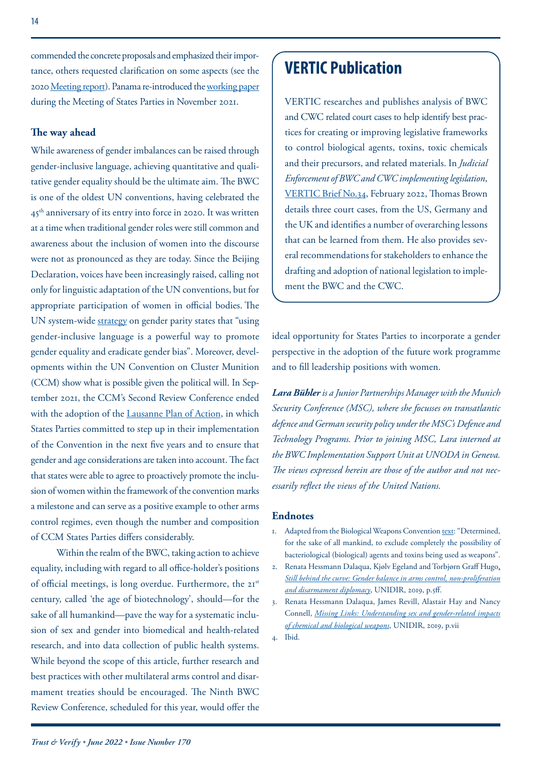commended the concrete proposals and emphasized their importance, others requested clarification on some aspects (see the 2020 Meeting report). Panama re-introduced the working paper during the Meeting of States Parties in November 2021.

**The way ahead**

While awareness of gender imbalances can be raised through gender-inclusive language, achieving quantitative and qualitative gender equality should be the ultimate aim. The BWC is one of the oldest UN conventions, having celebrated the 45th anniversary of its entry into force in 2020. It was written at a time when traditional gender roles were still common and awareness about the inclusion of women into the discourse were not as pronounced as they are today. Since the Beijing Declaration, voices have been increasingly raised, calling not only for linguistic adaptation of the UN conventions, but for appropriate participation of women in official bodies. The UN system-wide strategy on gender parity states that "using gender-inclusive language is a powerful way to promote gender equality and eradicate gender bias". Moreover, developments within the UN Convention on Cluster Munition (CCM) show what is possible given the political will. In September 2021, the CCM's Second Review Conference ended with the adoption of the Lausanne Plan of Action, in which States Parties committed to step up in their implementation of the Convention in the next five years and to ensure that gender and age considerations are taken into account. The fact that states were able to agree to proactively promote the inclusion of women within the framework of the convention marks a milestone and can serve as a positive example to other arms control regimes, even though the number and composition of CCM States Parties differs considerably.

Within the realm of the BWC, taking action to achieve equality, including with regard to all office-holder's positions of official meetings, is long overdue. Furthermore, the 21st century, called 'the age of biotechnology', should—for the sake of all humankind—pave the way for a systematic inclusion of sex and gender into biomedical and health-related research, and into data collection of public health systems. While beyond the scope of this article, further research and best practices with other multilateral arms control and disarmament treaties should be encouraged. The Ninth BWC Review Conference, scheduled for this year, would offer the ideal opportunity for States Parties to incorporate a gender perspective in the adoption of the future work programme and to fill leadership positions with women.

***Lara Bühler** is a Junior Partnerships Manager with the Munich Security Conference (MSC), where she focusses on transatlantic defence and German security policy under the MSC's Defence and Technology Programs. Prior to joining MSC, Lara interned at the BWC Implementation Support Unit at UNODA in Geneva. The views expressed herein are those of the author and not necessarily reflect the views of the United Nations.*

## VERTIC Publication

VERTIC researches and publishes analysis of BWC and CWC related court cases to help identify best practices for creating or improving legislative frameworks to control biological agents, toxins, toxic chemicals and their precursors, and related materials. In *Judicial Enforcement of BWC and CWC implementing legislation*, VERTIC Brief No.34, February 2022, Thomas Brown details three court cases, from the US, Germany and the UK and identifies a number of overarching lessons that can be learned from them. He also provides several recommendations for stakeholders to enhance the drafting and adoption of national legislation to implement the BWC and the CWC.

**Endnotes**

1. Adapted from the Biological Weapons Convention text: "Determined, for the sake of all mankind, to exclude completely the possibility of bacteriological (biological) agents and toxins being used as weapons".
2. Renata Hessmann Dalaqua, Kjølv Egeland and Torbjørn Graff Hugo, *Still behind the curve: Gender balance in arms control, non-proliferation and disarmament diplomacy*, UNIDIR, 2019, p.5ff.
3. Renata Hessmann Dalaqua, James Revill, Alastair Hay and Nancy Connell, *Missing Links: Understanding sex and gender-related impacts of chemical and biological weapons*, UNIDIR, 2019, p.vii
4. Ibid.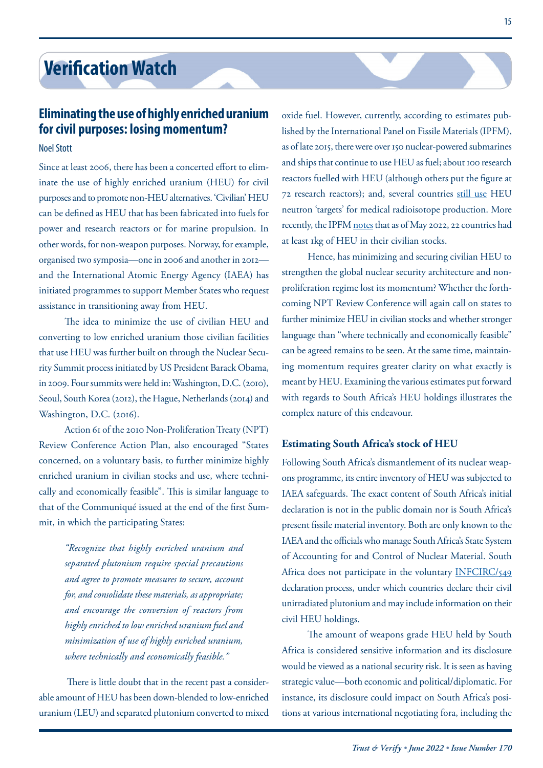# Verification Watch

## Eliminating the use of highly enriched uranium for civil purposes: losing momentum?

Noel Stott

Since at least 2006, there has been a concerted effort to eliminate the use of highly enriched uranium (HEU) for civil purposes and to promote non-HEU alternatives. 'Civilian' HEU can be defined as HEU that has been fabricated into fuels for power and research reactors or for marine propulsion. In other words, for non-weapon purposes. Norway, for example, organised two symposia—one in 2006 and another in 2012—and the International Atomic Energy Agency (IAEA) has initiated programmes to support Member States who request assistance in transitioning away from HEU.

The idea to minimize the use of civilian HEU and converting to low enriched uranium those civilian facilities that use HEU was further built on through the Nuclear Security Summit process initiated by US President Barack Obama, in 2009. Four summits were held in: Washington, D.C. (2010), Seoul, South Korea (2012), the Hague, Netherlands (2014) and Washington, D.C. (2016).

Action 61 of the 2010 Non-Proliferation Treaty (NPT) Review Conference Action Plan, also encouraged "States concerned, on a voluntary basis, to further minimize highly enriched uranium in civilian stocks and use, where technically and economically feasible". This is similar language to that of the Communiqué issued at the end of the first Summit, in which the participating States:

> *"Recognize that highly enriched uranium and separated plutonium require special precautions and agree to promote measures to secure, account for, and consolidate these materials, as appropriate; and encourage the conversion of reactors from highly enriched to low enriched uranium fuel and minimization of use of highly enriched uranium, where technically and economically feasible."*

There is little doubt that in the recent past a considerable amount of HEU has been down-blended to low-enriched uranium (LEU) and separated plutonium converted to mixed oxide fuel. However, currently, according to estimates published by the International Panel on Fissile Materials (IPFM), as of late 2015, there were over 150 nuclear-powered submarines and ships that continue to use HEU as fuel; about 100 research reactors fuelled with HEU (although others put the figure at 72 research reactors); and, several countries still use HEU neutron 'targets' for medical radioisotope production. More recently, the IPFM notes that as of May 2022, 22 countries had at least 1kg of HEU in their civilian stocks.

Hence, has minimizing and securing civilian HEU to strengthen the global nuclear security architecture and non-proliferation regime lost its momentum? Whether the forthcoming NPT Review Conference will again call on states to further minimize HEU in civilian stocks and whether stronger language than "where technically and economically feasible" can be agreed remains to be seen. At the same time, maintaining momentum requires greater clarity on what exactly is meant by HEU. Examining the various estimates put forward with regards to South Africa's HEU holdings illustrates the complex nature of this endeavour.

### Estimating South Africa's stock of HEU

Following South Africa's dismantlement of its nuclear weapons programme, its entire inventory of HEU was subjected to IAEA safeguards. The exact content of South Africa's initial declaration is not in the public domain nor is South Africa's present fissile material inventory. Both are only known to the IAEA and the officials who manage South Africa's State System of Accounting for and Control of Nuclear Material. South Africa does not participate in the voluntary INFCIRC/549 declaration process, under which countries declare their civil unirradiated plutonium and may include information on their civil HEU holdings.

The amount of weapons grade HEU held by South Africa is considered sensitive information and its disclosure would be viewed as a national security risk. It is seen as having strategic value—both economic and political/diplomatic. For instance, its disclosure could impact on South Africa's positions at various international negotiating fora, including the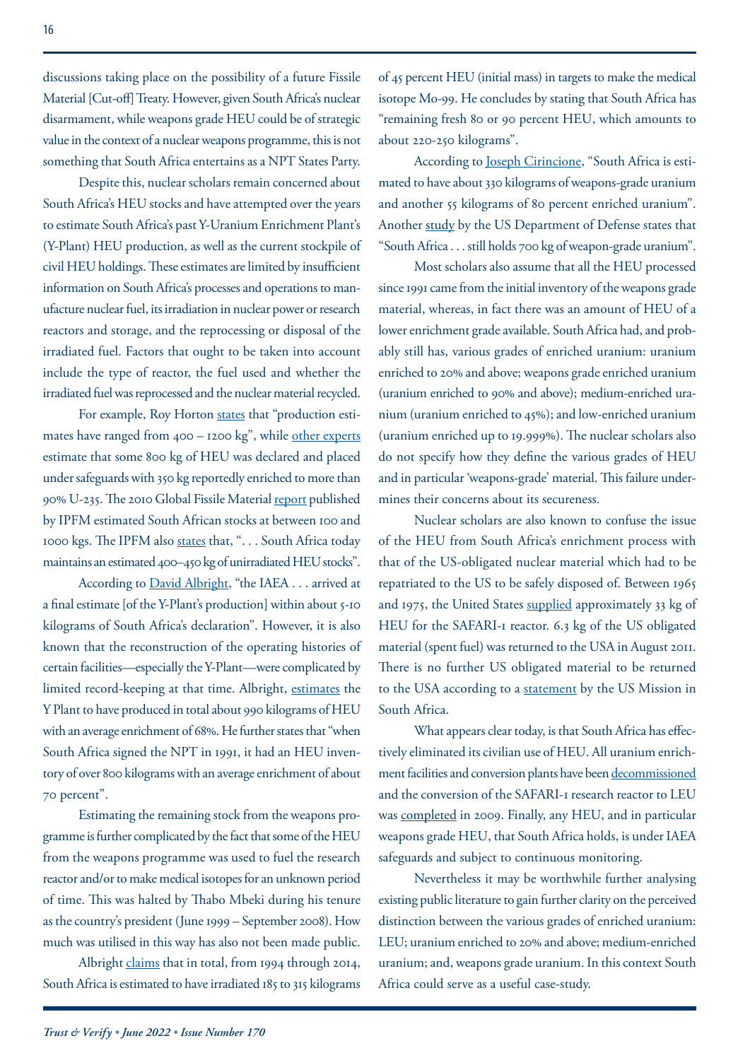discussions taking place on the possibility of a future Fissile Material [Cut-off] Treaty. However, given South Africa's nuclear disarmament, while weapons grade HEU could be of strategic value in the context of a nuclear weapons programme, this is not something that South Africa entertains as a NPT States Party.

Despite this, nuclear scholars remain concerned about South Africa's HEU stocks and have attempted over the years to estimate South Africa's past Y-Uranium Enrichment Plant's (Y-Plant) HEU production, as well as the current stockpile of civil HEU holdings. These estimates are limited by insufficient information on South Africa's processes and operations to manufacture nuclear fuel, its irradiation in nuclear power or research reactors and storage, and the reprocessing or disposal of the irradiated fuel. Factors that ought to be taken into account include the type of reactor, the fuel used and whether the irradiated fuel was reprocessed and the nuclear material recycled.

For example, Roy Horton states that "production estimates have ranged from 400 – 1200 kg", while other experts estimate that some 800 kg of HEU was declared and placed under safeguards with 350 kg reportedly enriched to more than 90% U-235. The 2010 Global Fissile Material report published by IPFM estimated South African stocks at between 100 and 1000 kgs. The IPFM also states that, ". . . South Africa today maintains an estimated 400–450 kg of unirradiated HEU stocks".

According to David Albright, "the IAEA . . . arrived at a final estimate [of the Y-Plant's production] within about 5-10 kilograms of South Africa's declaration". However, it is also known that the reconstruction of the operating histories of certain facilities—especially the Y-Plant—were complicated by limited record-keeping at that time. Albright, estimates the Y Plant to have produced in total about 990 kilograms of HEU with an average enrichment of 68%. He further states that "when South Africa signed the NPT in 1991, it had an HEU inventory of over 800 kilograms with an average enrichment of about 70 percent".

Estimating the remaining stock from the weapons programme is further complicated by the fact that some of the HEU from the weapons programme was used to fuel the research reactor and/or to make medical isotopes for an unknown period of time. This was halted by Thabo Mbeki during his tenure as the country's president (June 1999 – September 2008). How much was utilised in this way has also not been made public.

Albright claims that in total, from 1994 through 2014, South Africa is estimated to have irradiated 185 to 315 kilograms of 45 percent HEU (initial mass) in targets to make the medical isotope Mo-99. He concludes by stating that South Africa has "remaining fresh 80 or 90 percent HEU, which amounts to about 220-250 kilograms".

According to Joseph Cirincione, "South Africa is estimated to have about 330 kilograms of weapons-grade uranium and another 55 kilograms of 80 percent enriched uranium". Another study by the US Department of Defense states that "South Africa . . . still holds 700 kg of weapon-grade uranium".

Most scholars also assume that all the HEU processed since 1991 came from the initial inventory of the weapons grade material, whereas, in fact there was an amount of HEU of a lower enrichment grade available. South Africa had, and probably still has, various grades of enriched uranium: uranium enriched to 20% and above; weapons grade enriched uranium (uranium enriched to 90% and above); medium-enriched uranium (uranium enriched to 45%); and low-enriched uranium (uranium enriched up to 19.999%). The nuclear scholars also do not specify how they define the various grades of HEU and in particular 'weapons-grade' material. This failure undermines their concerns about its secureness.

Nuclear scholars are also known to confuse the issue of the HEU from South Africa's enrichment process with that of the US-obligated nuclear material which had to be repatriated to the US to be safely disposed of. Between 1965 and 1975, the United States supplied approximately 33 kg of HEU for the SAFARI-1 reactor. 6.3 kg of the US obligated material (spent fuel) was returned to the USA in August 2011. There is no further US obligated material to be returned to the USA according to a statement by the US Mission in South Africa.

What appears clear today, is that South Africa has effectively eliminated its civilian use of HEU. All uranium enrichment facilities and conversion plants have been decommissioned and the conversion of the SAFARI-1 research reactor to LEU was completed in 2009. Finally, any HEU, and in particular weapons grade HEU, that South Africa holds, is under IAEA safeguards and subject to continuous monitoring.

Nevertheless it may be worthwhile further analysing existing public literature to gain further clarity on the perceived distinction between the various grades of enriched uranium: LEU; uranium enriched to 20% and above; medium-enriched uranium; and, weapons grade uranium. In this context South Africa could serve as a useful case-study.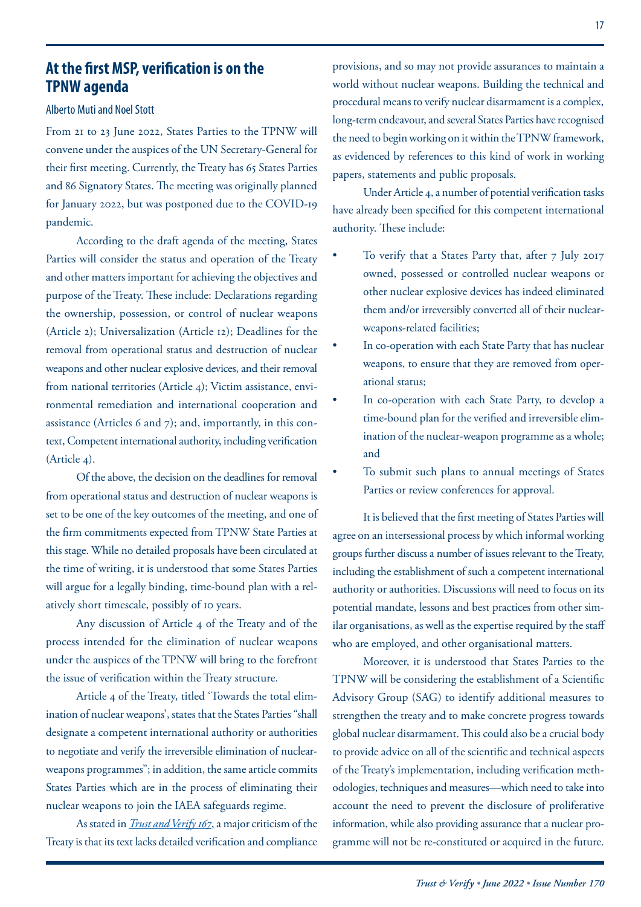## At the first MSP, verification is on the TPNW agenda

Alberto Muti and Noel Stott

From 21 to 23 June 2022, States Parties to the TPNW will convene under the auspices of the UN Secretary-General for their first meeting. Currently, the Treaty has 65 States Parties and 86 Signatory States. The meeting was originally planned for January 2022, but was postponed due to the COVID-19 pandemic.

According to the draft agenda of the meeting, States Parties will consider the status and operation of the Treaty and other matters important for achieving the objectives and purpose of the Treaty. These include: Declarations regarding the ownership, possession, or control of nuclear weapons (Article 2); Universalization (Article 12); Deadlines for the removal from operational status and destruction of nuclear weapons and other nuclear explosive devices, and their removal from national territories (Article 4); Victim assistance, environmental remediation and international cooperation and assistance (Articles 6 and 7); and, importantly, in this context, Competent international authority, including verification (Article 4).

Of the above, the decision on the deadlines for removal from operational status and destruction of nuclear weapons is set to be one of the key outcomes of the meeting, and one of the firm commitments expected from TPNW State Parties at this stage. While no detailed proposals have been circulated at the time of writing, it is understood that some States Parties will argue for a legally binding, time-bound plan with a relatively short timescale, possibly of 10 years.

Any discussion of Article 4 of the Treaty and of the process intended for the elimination of nuclear weapons under the auspices of the TPNW will bring to the forefront the issue of verification within the Treaty structure.

Article 4 of the Treaty, titled 'Towards the total elimination of nuclear weapons', states that the States Parties "shall designate a competent international authority or authorities to negotiate and verify the irreversible elimination of nuclear-weapons programmes"; in addition, the same article commits States Parties which are in the process of eliminating their nuclear weapons to join the IAEA safeguards regime.

As stated in *Trust and Verify 167*, a major criticism of the Treaty is that its text lacks detailed verification and compliance provisions, and so may not provide assurances to maintain a world without nuclear weapons. Building the technical and procedural means to verify nuclear disarmament is a complex, long-term endeavour, and several States Parties have recognised the need to begin working on it within the TPNW framework, as evidenced by references to this kind of work in working papers, statements and public proposals.

Under Article 4, a number of potential verification tasks have already been specified for this competent international authority. These include:

- To verify that a States Party that, after 7 July 2017 owned, possessed or controlled nuclear weapons or other nuclear explosive devices has indeed eliminated them and/or irreversibly converted all of their nuclear-weapons-related facilities;
- In co-operation with each State Party that has nuclear weapons, to ensure that they are removed from operational status;
- In co-operation with each State Party, to develop a time-bound plan for the verified and irreversible elimination of the nuclear-weapon programme as a whole; and
- To submit such plans to annual meetings of States Parties or review conferences for approval.

It is believed that the first meeting of States Parties will agree on an intersessional process by which informal working groups further discuss a number of issues relevant to the Treaty, including the establishment of such a competent international authority or authorities. Discussions will need to focus on its potential mandate, lessons and best practices from other similar organisations, as well as the expertise required by the staff who are employed, and other organisational matters.

Moreover, it is understood that States Parties to the TPNW will be considering the establishment of a Scientific Advisory Group (SAG) to identify additional measures to strengthen the treaty and to make concrete progress towards global nuclear disarmament. This could also be a crucial body to provide advice on all of the scientific and technical aspects of the Treaty's implementation, including verification methodologies, techniques and measures—which need to take into account the need to prevent the disclosure of proliferative information, while also providing assurance that a nuclear programme will not be re-constituted or acquired in the future.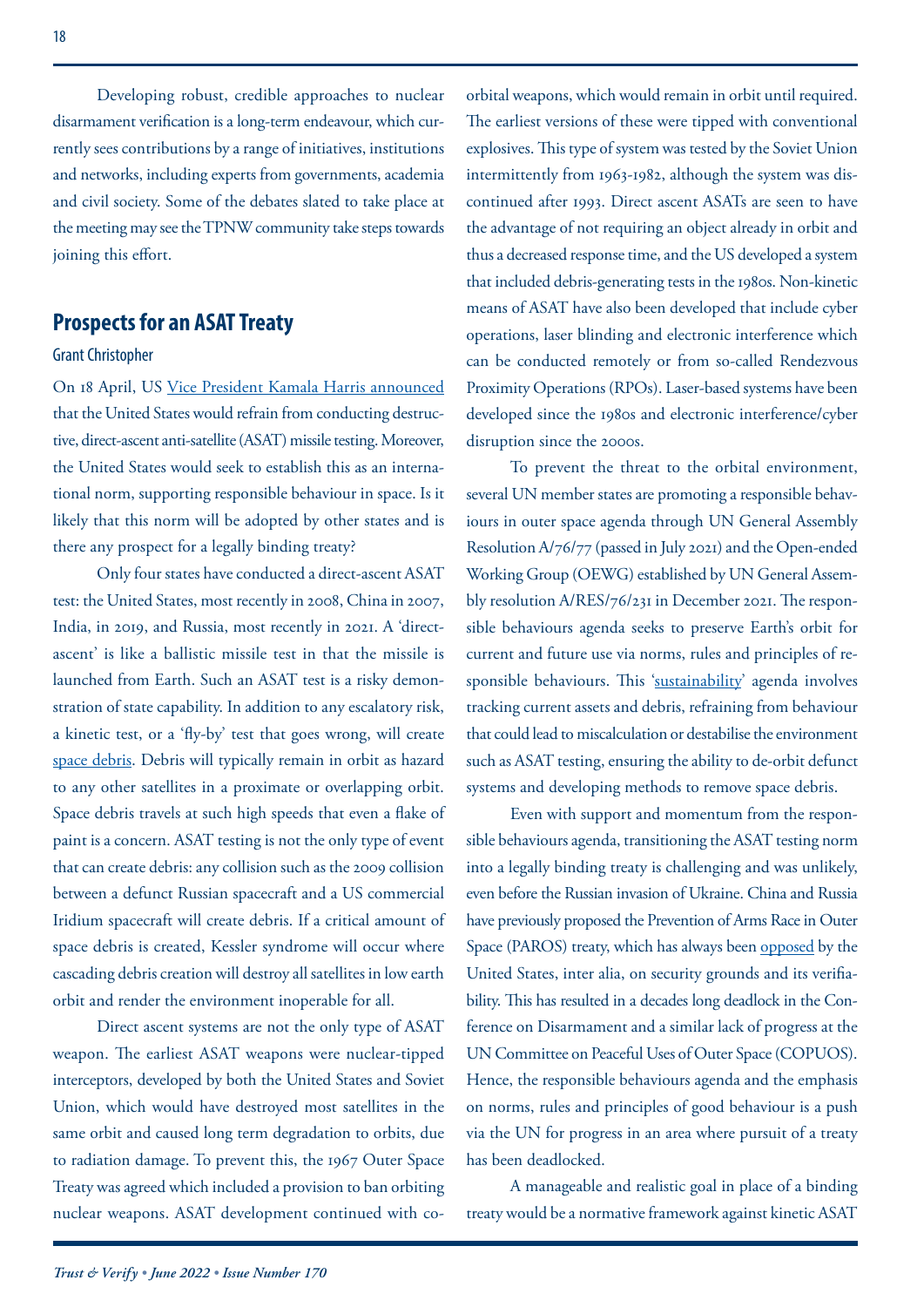Developing robust, credible approaches to nuclear disarmament verification is a long-term endeavour, which currently sees contributions by a range of initiatives, institutions and networks, including experts from governments, academia and civil society. Some of the debates slated to take place at the meeting may see the TPNW community take steps towards joining this effort.

## Prospects for an ASAT Treaty

### Grant Christopher

On 18 April, US Vice President Kamala Harris announced that the United States would refrain from conducting destructive, direct-ascent anti-satellite (ASAT) missile testing. Moreover, the United States would seek to establish this as an international norm, supporting responsible behaviour in space. Is it likely that this norm will be adopted by other states and is there any prospect for a legally binding treaty?

Only four states have conducted a direct-ascent ASAT test: the United States, most recently in 2008, China in 2007, India, in 2019, and Russia, most recently in 2021. A 'direct-ascent' is like a ballistic missile test in that the missile is launched from Earth. Such an ASAT test is a risky demonstration of state capability. In addition to any escalatory risk, a kinetic test, or a 'fly-by' test that goes wrong, will create space debris. Debris will typically remain in orbit as hazard to any other satellites in a proximate or overlapping orbit. Space debris travels at such high speeds that even a flake of paint is a concern. ASAT testing is not the only type of event that can create debris: any collision such as the 2009 collision between a defunct Russian spacecraft and a US commercial Iridium spacecraft will create debris. If a critical amount of space debris is created, Kessler syndrome will occur where cascading debris creation will destroy all satellites in low earth orbit and render the environment inoperable for all.

Direct ascent systems are not the only type of ASAT weapon. The earliest ASAT weapons were nuclear-tipped interceptors, developed by both the United States and Soviet Union, which would have destroyed most satellites in the same orbit and caused long term degradation to orbits, due to radiation damage. To prevent this, the 1967 Outer Space Treaty was agreed which included a provision to ban orbiting nuclear weapons. ASAT development continued with co-orbital weapons, which would remain in orbit until required. The earliest versions of these were tipped with conventional explosives. This type of system was tested by the Soviet Union intermittently from 1963-1982, although the system was discontinued after 1993. Direct ascent ASATs are seen to have the advantage of not requiring an object already in orbit and thus a decreased response time, and the US developed a system that included debris-generating tests in the 1980s. Non-kinetic means of ASAT have also been developed that include cyber operations, laser blinding and electronic interference which can be conducted remotely or from so-called Rendezvous Proximity Operations (RPOs). Laser-based systems have been developed since the 1980s and electronic interference/cyber disruption since the 2000s.

To prevent the threat to the orbital environment, several UN member states are promoting a responsible behaviours in outer space agenda through UN General Assembly Resolution A/76/77 (passed in July 2021) and the Open-ended Working Group (OEWG) established by UN General Assembly resolution A/RES/76/231 in December 2021. The responsible behaviours agenda seeks to preserve Earth's orbit for current and future use via norms, rules and principles of responsible behaviours. This 'sustainability' agenda involves tracking current assets and debris, refraining from behaviour that could lead to miscalculation or destabilise the environment such as ASAT testing, ensuring the ability to de-orbit defunct systems and developing methods to remove space debris.

Even with support and momentum from the responsible behaviours agenda, transitioning the ASAT testing norm into a legally binding treaty is challenging and was unlikely, even before the Russian invasion of Ukraine. China and Russia have previously proposed the Prevention of Arms Race in Outer Space (PAROS) treaty, which has always been opposed by the United States, inter alia, on security grounds and its verifiability. This has resulted in a decades long deadlock in the Conference on Disarmament and a similar lack of progress at the UN Committee on Peaceful Uses of Outer Space (COPUOS). Hence, the responsible behaviours agenda and the emphasis on norms, rules and principles of good behaviour is a push via the UN for progress in an area where pursuit of a treaty has been deadlocked.

A manageable and realistic goal in place of a binding treaty would be a normative framework against kinetic ASAT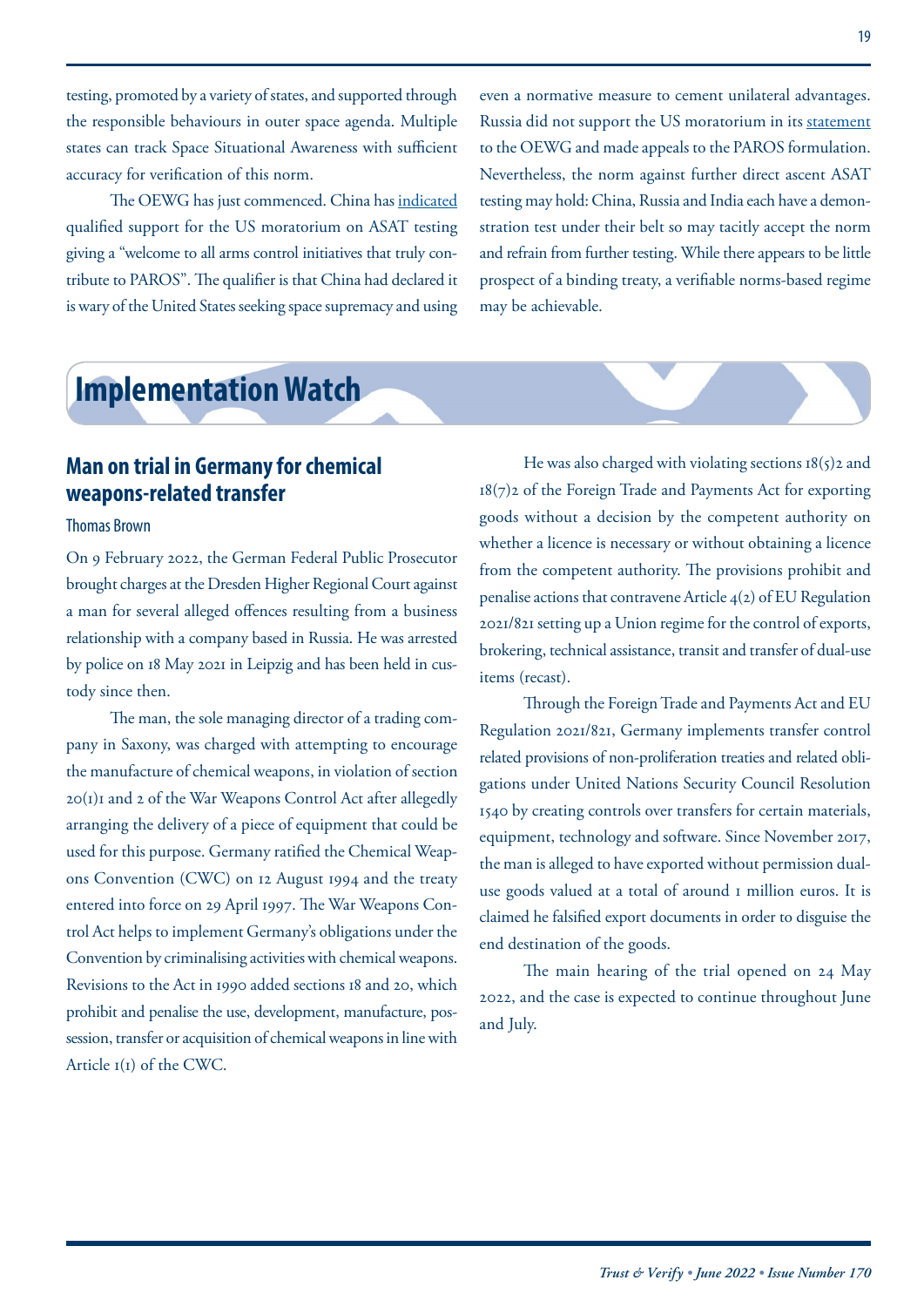testing, promoted by a variety of states, and supported through the responsible behaviours in outer space agenda. Multiple states can track Space Situational Awareness with sufficient accuracy for verification of this norm.

The OEWG has just commenced. China has indicated qualified support for the US moratorium on ASAT testing giving a "welcome to all arms control initiatives that truly contribute to PAROS". The qualifier is that China had declared it is wary of the United States seeking space supremacy and using even a normative measure to cement unilateral advantages. Russia did not support the US moratorium in its statement to the OEWG and made appeals to the PAROS formulation. Nevertheless, the norm against further direct ascent ASAT testing may hold: China, Russia and India each have a demonstration test under their belt so may tacitly accept the norm and refrain from further testing. While there appears to be little prospect of a binding treaty, a verifiable norms-based regime may be achievable.

# Implementation Watch

## Man on trial in Germany for chemical weapons-related transfer

Thomas Brown

On 9 February 2022, the German Federal Public Prosecutor brought charges at the Dresden Higher Regional Court against a man for several alleged offences resulting from a business relationship with a company based in Russia. He was arrested by police on 18 May 2021 in Leipzig and has been held in custody since then.

The man, the sole managing director of a trading company in Saxony, was charged with attempting to encourage the manufacture of chemical weapons, in violation of section 20(1)1 and 2 of the War Weapons Control Act after allegedly arranging the delivery of a piece of equipment that could be used for this purpose. Germany ratified the Chemical Weapons Convention (CWC) on 12 August 1994 and the treaty entered into force on 29 April 1997. The War Weapons Control Act helps to implement Germany's obligations under the Convention by criminalising activities with chemical weapons. Revisions to the Act in 1990 added sections 18 and 20, which prohibit and penalise the use, development, manufacture, possession, transfer or acquisition of chemical weapons in line with Article 1(1) of the CWC.

He was also charged with violating sections 18(5)2 and 18(7)2 of the Foreign Trade and Payments Act for exporting goods without a decision by the competent authority on whether a licence is necessary or without obtaining a licence from the competent authority. The provisions prohibit and penalise actions that contravene Article 4(2) of EU Regulation 2021/821 setting up a Union regime for the control of exports, brokering, technical assistance, transit and transfer of dual-use items (recast).

Through the Foreign Trade and Payments Act and EU Regulation 2021/821, Germany implements transfer control related provisions of non-proliferation treaties and related obligations under United Nations Security Council Resolution 1540 by creating controls over transfers for certain materials, equipment, technology and software. Since November 2017, the man is alleged to have exported without permission dual-use goods valued at a total of around 1 million euros. It is claimed he falsified export documents in order to disguise the end destination of the goods.

The main hearing of the trial opened on 24 May 2022, and the case is expected to continue throughout June and July.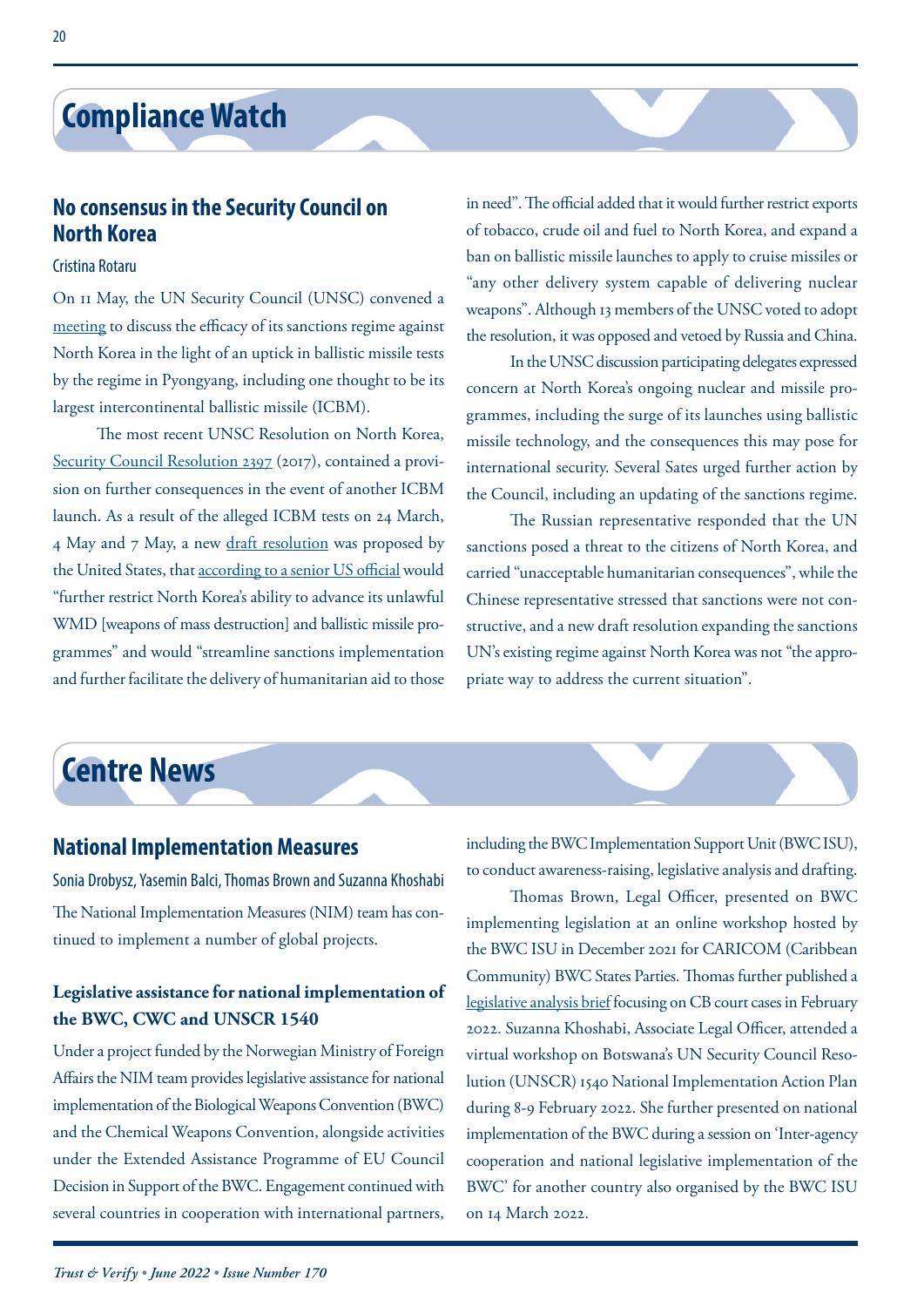# Compliance Watch

## No consensus in the Security Council on North Korea

Cristina Rotaru

On 11 May, the UN Security Council (UNSC) convened a meeting to discuss the efficacy of its sanctions regime against North Korea in the light of an uptick in ballistic missile tests by the regime in Pyongyang, including one thought to be its largest intercontinental ballistic missile (ICBM).

The most recent UNSC Resolution on North Korea, Security Council Resolution 2397 (2017), contained a provision on further consequences in the event of another ICBM launch. As a result of the alleged ICBM tests on 24 March, 4 May and 7 May, a new draft resolution was proposed by the United States, that according to a senior US official would "further restrict North Korea's ability to advance its unlawful WMD [weapons of mass destruction] and ballistic missile programmes" and would "streamline sanctions implementation and further facilitate the delivery of humanitarian aid to those in need". The official added that it would further restrict exports of tobacco, crude oil and fuel to North Korea, and expand a ban on ballistic missile launches to apply to cruise missiles or "any other delivery system capable of delivering nuclear weapons". Although 13 members of the UNSC voted to adopt the resolution, it was opposed and vetoed by Russia and China.

In the UNSC discussion participating delegates expressed concern at North Korea's ongoing nuclear and missile programmes, including the surge of its launches using ballistic missile technology, and the consequences this may pose for international security. Several Sates urged further action by the Council, including an updating of the sanctions regime.

The Russian representative responded that the UN sanctions posed a threat to the citizens of North Korea, and carried "unacceptable humanitarian consequences", while the Chinese representative stressed that sanctions were not constructive, and a new draft resolution expanding the sanctions UN's existing regime against North Korea was not "the appropriate way to address the current situation".

# Centre News

## National Implementation Measures

Sonia Drobysz, Yasemin Balci, Thomas Brown and Suzanna Khoshabi

The National Implementation Measures (NIM) team has continued to implement a number of global projects.

### Legislative assistance for national implementation of the BWC, CWC and UNSCR 1540

Under a project funded by the Norwegian Ministry of Foreign Affairs the NIM team provides legislative assistance for national implementation of the Biological Weapons Convention (BWC) and the Chemical Weapons Convention, alongside activities under the Extended Assistance Programme of EU Council Decision in Support of the BWC. Engagement continued with several countries in cooperation with international partners, including the BWC Implementation Support Unit (BWC ISU), to conduct awareness-raising, legislative analysis and drafting.

Thomas Brown, Legal Officer, presented on BWC implementing legislation at an online workshop hosted by the BWC ISU in December 2021 for CARICOM (Caribbean Community) BWC States Parties. Thomas further published a legislative analysis brief focusing on CB court cases in February 2022. Suzanna Khoshabi, Associate Legal Officer, attended a virtual workshop on Botswana's UN Security Council Resolution (UNSCR) 1540 National Implementation Action Plan during 8-9 February 2022. She further presented on national implementation of the BWC during a session on 'Inter-agency cooperation and national legislative implementation of the BWC' for another country also organised by the BWC ISU on 14 March 2022.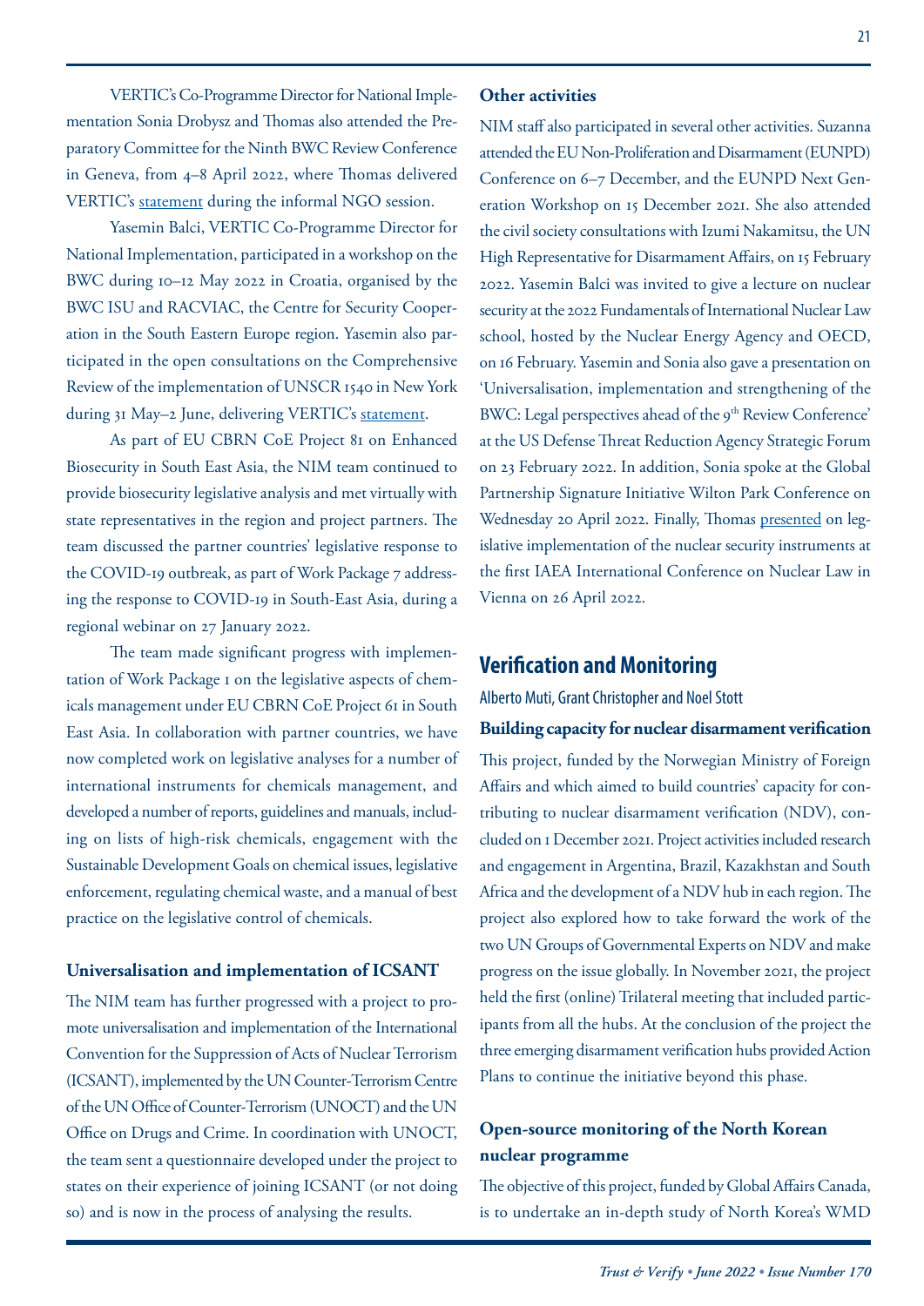VERTIC's Co-Programme Director for National Implementation Sonia Drobysz and Thomas also attended the Preparatory Committee for the Ninth BWC Review Conference in Geneva, from 4–8 April 2022, where Thomas delivered VERTIC's statement during the informal NGO session.

Yasemin Balci, VERTIC Co-Programme Director for National Implementation, participated in a workshop on the BWC during 10–12 May 2022 in Croatia, organised by the BWC ISU and RACVIAC, the Centre for Security Cooperation in the South Eastern Europe region. Yasemin also participated in the open consultations on the Comprehensive Review of the implementation of UNSCR 1540 in New York during 31 May–2 June, delivering VERTIC's statement.

As part of EU CBRN CoE Project 81 on Enhanced Biosecurity in South East Asia, the NIM team continued to provide biosecurity legislative analysis and met virtually with state representatives in the region and project partners. The team discussed the partner countries' legislative response to the COVID-19 outbreak, as part of Work Package 7 addressing the response to COVID-19 in South-East Asia, during a regional webinar on 27 January 2022.

The team made significant progress with implementation of Work Package 1 on the legislative aspects of chemicals management under EU CBRN CoE Project 61 in South East Asia. In collaboration with partner countries, we have now completed work on legislative analyses for a number of international instruments for chemicals management, and developed a number of reports, guidelines and manuals, including on lists of high-risk chemicals, engagement with the Sustainable Development Goals on chemical issues, legislative enforcement, regulating chemical waste, and a manual of best practice on the legislative control of chemicals.

### Universalisation and implementation of ICSANT

The NIM team has further progressed with a project to promote universalisation and implementation of the International Convention for the Suppression of Acts of Nuclear Terrorism (ICSANT), implemented by the UN Counter-Terrorism Centre of the UN Office of Counter-Terrorism (UNOCT) and the UN Office on Drugs and Crime. In coordination with UNOCT, the team sent a questionnaire developed under the project to states on their experience of joining ICSANT (or not doing so) and is now in the process of analysing the results.

### Other activities

NIM staff also participated in several other activities. Suzanna attended the EU Non-Proliferation and Disarmament (EUNPD) Conference on 6–7 December, and the EUNPD Next Generation Workshop on 15 December 2021. She also attended the civil society consultations with Izumi Nakamitsu, the UN High Representative for Disarmament Affairs, on 15 February 2022. Yasemin Balci was invited to give a lecture on nuclear security at the 2022 Fundamentals of International Nuclear Law school, hosted by the Nuclear Energy Agency and OECD, on 16 February. Yasemin and Sonia also gave a presentation on 'Universalisation, implementation and strengthening of the BWC: Legal perspectives ahead of the 9th Review Conference' at the US Defense Threat Reduction Agency Strategic Forum on 23 February 2022. In addition, Sonia spoke at the Global Partnership Signature Initiative Wilton Park Conference on Wednesday 20 April 2022. Finally, Thomas presented on legislative implementation of the nuclear security instruments at the first IAEA International Conference on Nuclear Law in Vienna on 26 April 2022.

## Verification and Monitoring

Alberto Muti, Grant Christopher and Noel Stott

### Building capacity for nuclear disarmament verification

This project, funded by the Norwegian Ministry of Foreign Affairs and which aimed to build countries' capacity for contributing to nuclear disarmament verification (NDV), concluded on 1 December 2021. Project activities included research and engagement in Argentina, Brazil, Kazakhstan and South Africa and the development of a NDV hub in each region. The project also explored how to take forward the work of the two UN Groups of Governmental Experts on NDV and make progress on the issue globally. In November 2021, the project held the first (online) Trilateral meeting that included participants from all the hubs. At the conclusion of the project the three emerging disarmament verification hubs provided Action Plans to continue the initiative beyond this phase.

### Open-source monitoring of the North Korean nuclear programme

The objective of this project, funded by Global Affairs Canada, is to undertake an in-depth study of North Korea's WMD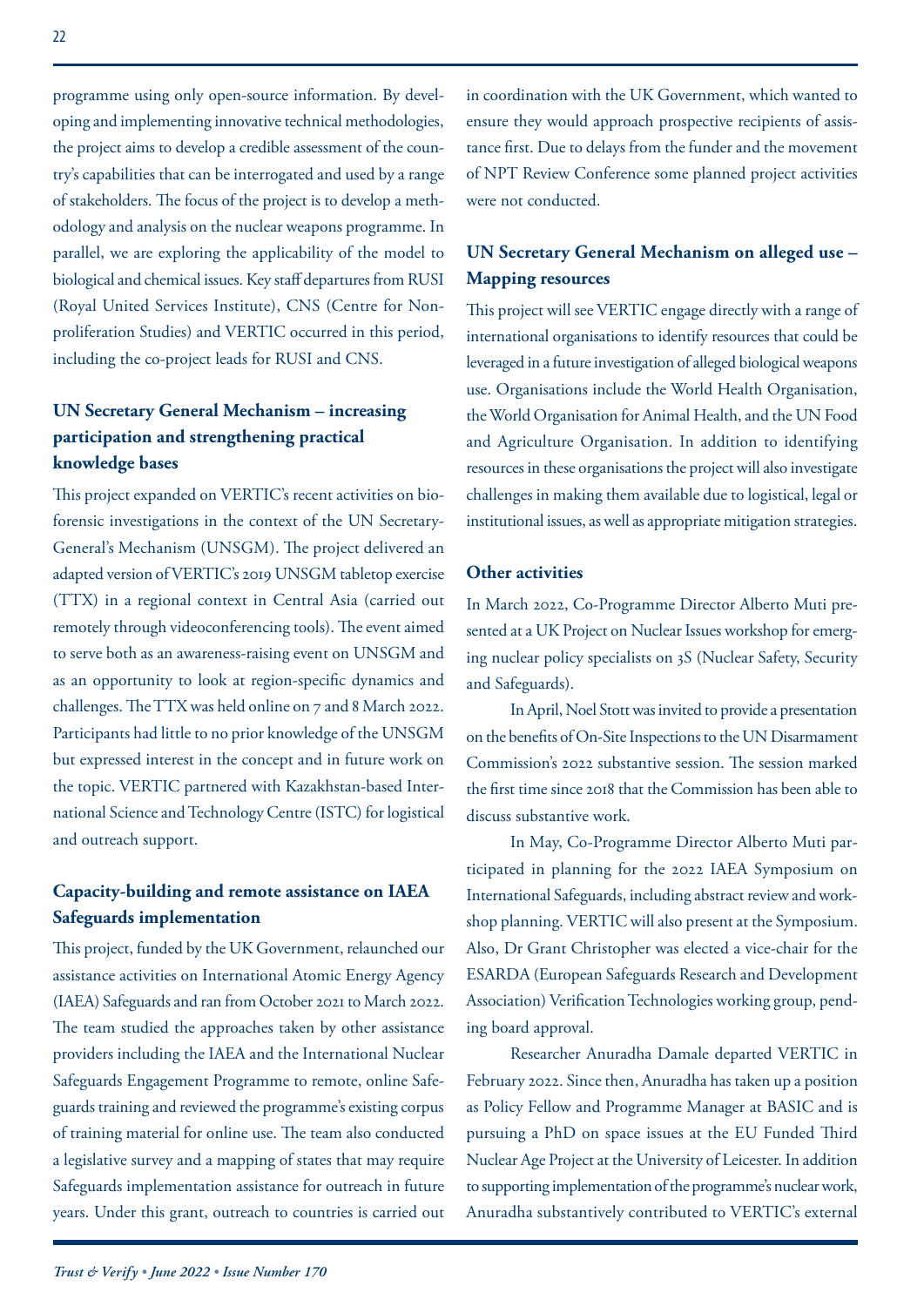programme using only open-source information. By developing and implementing innovative technical methodologies, the project aims to develop a credible assessment of the country's capabilities that can be interrogated and used by a range of stakeholders. The focus of the project is to develop a methodology and analysis on the nuclear weapons programme. In parallel, we are exploring the applicability of the model to biological and chemical issues. Key staff departures from RUSI (Royal United Services Institute), CNS (Centre for Nonproliferation Studies) and VERTIC occurred in this period, including the co-project leads for RUSI and CNS.

### UN Secretary General Mechanism – increasing participation and strengthening practical knowledge bases

This project expanded on VERTIC's recent activities on bioforensic investigations in the context of the UN Secretary-General's Mechanism (UNSGM). The project delivered an adapted version of VERTIC's 2019 UNSGM tabletop exercise (TTX) in a regional context in Central Asia (carried out remotely through videoconferencing tools). The event aimed to serve both as an awareness-raising event on UNSGM and as an opportunity to look at region-specific dynamics and challenges. The TTX was held online on 7 and 8 March 2022. Participants had little to no prior knowledge of the UNSGM but expressed interest in the concept and in future work on the topic. VERTIC partnered with Kazakhstan-based International Science and Technology Centre (ISTC) for logistical and outreach support.

### Capacity-building and remote assistance on IAEA Safeguards implementation

This project, funded by the UK Government, relaunched our assistance activities on International Atomic Energy Agency (IAEA) Safeguards and ran from October 2021 to March 2022. The team studied the approaches taken by other assistance providers including the IAEA and the International Nuclear Safeguards Engagement Programme to remote, online Safeguards training and reviewed the programme's existing corpus of training material for online use. The team also conducted a legislative survey and a mapping of states that may require Safeguards implementation assistance for outreach in future years. Under this grant, outreach to countries is carried out in coordination with the UK Government, which wanted to ensure they would approach prospective recipients of assistance first. Due to delays from the funder and the movement of NPT Review Conference some planned project activities were not conducted.

### UN Secretary General Mechanism on alleged use – Mapping resources

This project will see VERTIC engage directly with a range of international organisations to identify resources that could be leveraged in a future investigation of alleged biological weapons use. Organisations include the World Health Organisation, the World Organisation for Animal Health, and the UN Food and Agriculture Organisation. In addition to identifying resources in these organisations the project will also investigate challenges in making them available due to logistical, legal or institutional issues, as well as appropriate mitigation strategies.

### Other activities

In March 2022, Co-Programme Director Alberto Muti presented at a UK Project on Nuclear Issues workshop for emerging nuclear policy specialists on 3S (Nuclear Safety, Security and Safeguards).

In April, Noel Stott was invited to provide a presentation on the benefits of On-Site Inspections to the UN Disarmament Commission's 2022 substantive session. The session marked the first time since 2018 that the Commission has been able to discuss substantive work.

In May, Co-Programme Director Alberto Muti participated in planning for the 2022 IAEA Symposium on International Safeguards, including abstract review and workshop planning. VERTIC will also present at the Symposium. Also, Dr Grant Christopher was elected a vice-chair for the ESARDA (European Safeguards Research and Development Association) Verification Technologies working group, pending board approval.

Researcher Anuradha Damale departed VERTIC in February 2022. Since then, Anuradha has taken up a position as Policy Fellow and Programme Manager at BASIC and is pursuing a PhD on space issues at the EU Funded Third Nuclear Age Project at the University of Leicester. In addition to supporting implementation of the programme's nuclear work, Anuradha substantively contributed to VERTIC's external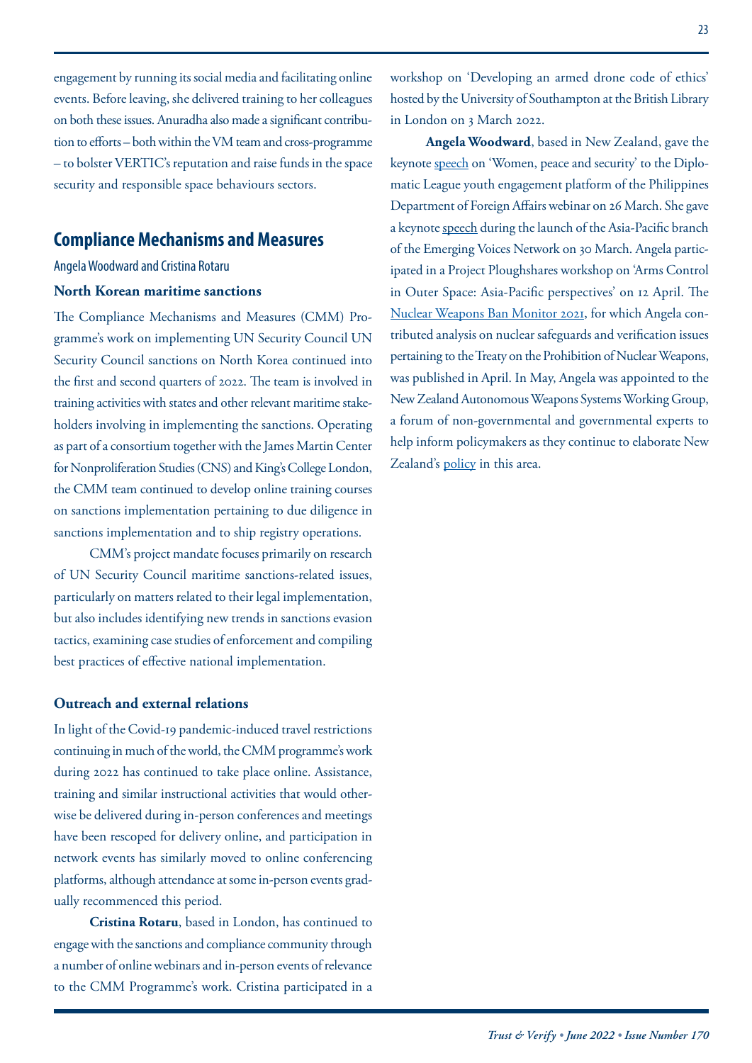engagement by running its social media and facilitating online events. Before leaving, she delivered training to her colleagues on both these issues. Anuradha also made a significant contribution to efforts – both within the VM team and cross-programme – to bolster VERTIC's reputation and raise funds in the space security and responsible space behaviours sectors.

## Compliance Mechanisms and Measures

Angela Woodward and Cristina Rotaru

### North Korean maritime sanctions

The Compliance Mechanisms and Measures (CMM) Programme's work on implementing UN Security Council UN Security Council sanctions on North Korea continued into the first and second quarters of 2022. The team is involved in training activities with states and other relevant maritime stakeholders involving in implementing the sanctions. Operating as part of a consortium together with the James Martin Center for Nonproliferation Studies (CNS) and King's College London, the CMM team continued to develop online training courses on sanctions implementation pertaining to due diligence in sanctions implementation and to ship registry operations.

CMM's project mandate focuses primarily on research of UN Security Council maritime sanctions-related issues, particularly on matters related to their legal implementation, but also includes identifying new trends in sanctions evasion tactics, examining case studies of enforcement and compiling best practices of effective national implementation.

### Outreach and external relations

In light of the Covid-19 pandemic-induced travel restrictions continuing in much of the world, the CMM programme's work during 2022 has continued to take place online. Assistance, training and similar instructional activities that would otherwise be delivered during in-person conferences and meetings have been rescoped for delivery online, and participation in network events has similarly moved to online conferencing platforms, although attendance at some in-person events gradually recommenced this period.

**Cristina Rotaru**, based in London, has continued to engage with the sanctions and compliance community through a number of online webinars and in-person events of relevance to the CMM Programme's work. Cristina participated in a workshop on 'Developing an armed drone code of ethics' hosted by the University of Southampton at the British Library in London on 3 March 2022.

**Angela Woodward**, based in New Zealand, gave the keynote speech on 'Women, peace and security' to the Diplomatic League youth engagement platform of the Philippines Department of Foreign Affairs webinar on 26 March. She gave a keynote speech during the launch of the Asia-Pacific branch of the Emerging Voices Network on 30 March. Angela participated in a Project Ploughshares workshop on 'Arms Control in Outer Space: Asia-Pacific perspectives' on 12 April. The Nuclear Weapons Ban Monitor 2021, for which Angela contributed analysis on nuclear safeguards and verification issues pertaining to the Treaty on the Prohibition of Nuclear Weapons, was published in April. In May, Angela was appointed to the New Zealand Autonomous Weapons Systems Working Group, a forum of non-governmental and governmental experts to help inform policymakers as they continue to elaborate New Zealand's policy in this area.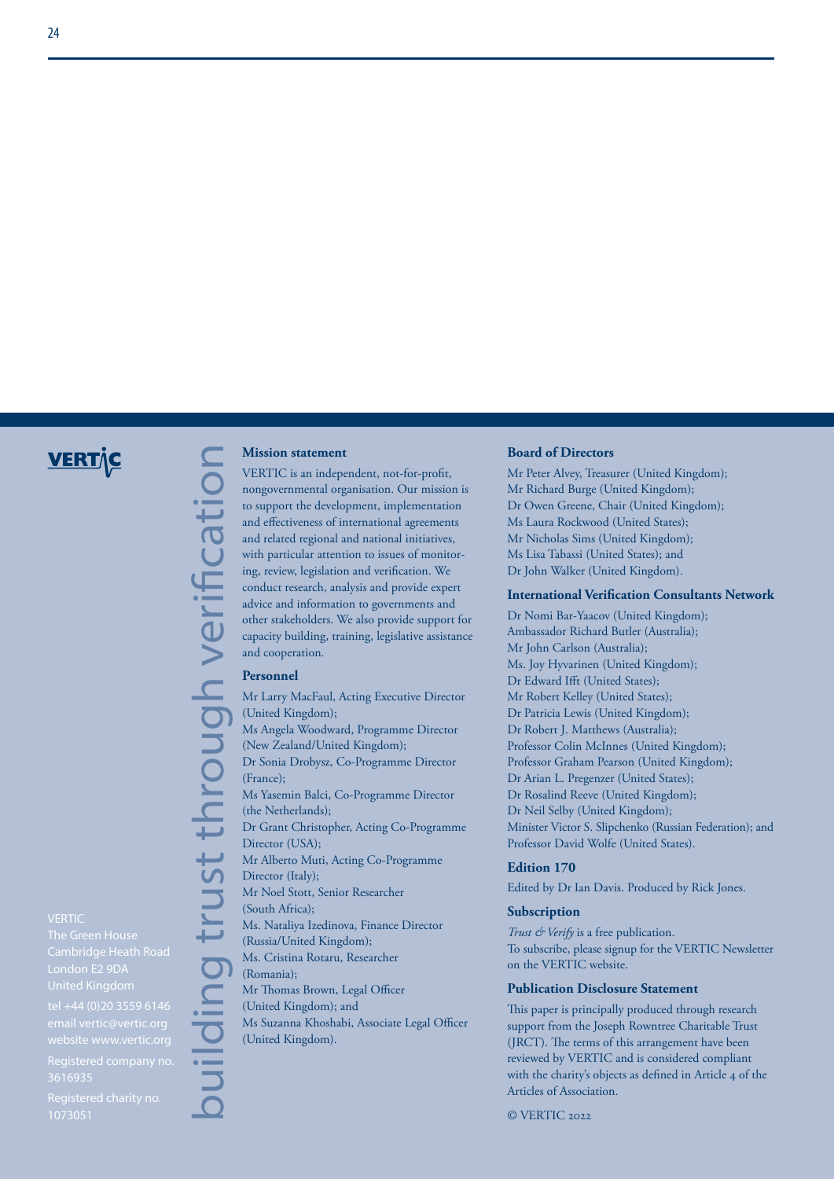VERTIC

building trust through verification

VERTIC
The Green House
Cambridge Heath Road
London E2 9DA
United Kingdom

tel +44 (0)20 3559 6146
email vertic@vertic.org
website www.vertic.org

Registered company no. 3616935

Registered charity no. 1073051

## Mission statement

VERTIC is an independent, not-for-profit, nongovernmental organisation. Our mission is to support the development, implementation and effectiveness of international agreements and related regional and national initiatives, with particular attention to issues of monitoring, review, legislation and verification. We conduct research, analysis and provide expert advice and information to governments and other stakeholders. We also provide support for capacity building, training, legislative assistance and cooperation.

## Personnel

Mr Larry MacFaul, Acting Executive Director (United Kingdom);
Ms Angela Woodward, Programme Director (New Zealand/United Kingdom);
Dr Sonia Drobysz, Co-Programme Director (France);
Ms Yasemin Balci, Co-Programme Director (the Netherlands);
Dr Grant Christopher, Acting Co-Programme Director (USA);
Mr Alberto Muti, Acting Co-Programme Director (Italy);
Mr Noel Stott, Senior Researcher (South Africa);
Ms. Nataliya Izedinova, Finance Director (Russia/United Kingdom);
Ms. Cristina Rotaru, Researcher (Romania);
Mr Thomas Brown, Legal Officer (United Kingdom); and
Ms Suzanna Khoshabi, Associate Legal Officer (United Kingdom).

## Board of Directors

Mr Peter Alvey, Treasurer (United Kingdom);
Mr Richard Burge (United Kingdom);
Dr Owen Greene, Chair (United Kingdom);
Ms Laura Rockwood (United States);
Mr Nicholas Sims (United Kingdom);
Ms Lisa Tabassi (United States); and
Dr John Walker (United Kingdom).

## International Verification Consultants Network

Dr Nomi Bar-Yaacov (United Kingdom);
Ambassador Richard Butler (Australia);
Mr John Carlson (Australia);
Ms. Joy Hyvarinen (United Kingdom);
Dr Edward Ifft (United States);
Mr Robert Kelley (United States);
Dr Patricia Lewis (United Kingdom);
Dr Robert J. Matthews (Australia);
Professor Colin McInnes (United Kingdom);
Professor Graham Pearson (United Kingdom);
Dr Arian L. Pregenzer (United States);
Dr Rosalind Reeve (United Kingdom);
Dr Neil Selby (United Kingdom);
Minister Victor S. Slipchenko (Russian Federation); and
Professor David Wolfe (United States).

## Edition 170

Edited by Dr Ian Davis. Produced by Rick Jones.

## Subscription

*Trust & Verify* is a free publication.
To subscribe, please signup for the VERTIC Newsletter on the VERTIC website.

## Publication Disclosure Statement

This paper is principally produced through research support from the Joseph Rowntree Charitable Trust (JRCT). The terms of this arrangement have been reviewed by VERTIC and is considered compliant with the charity's objects as defined in Article 4 of the Articles of Association.

© VERTIC 2022